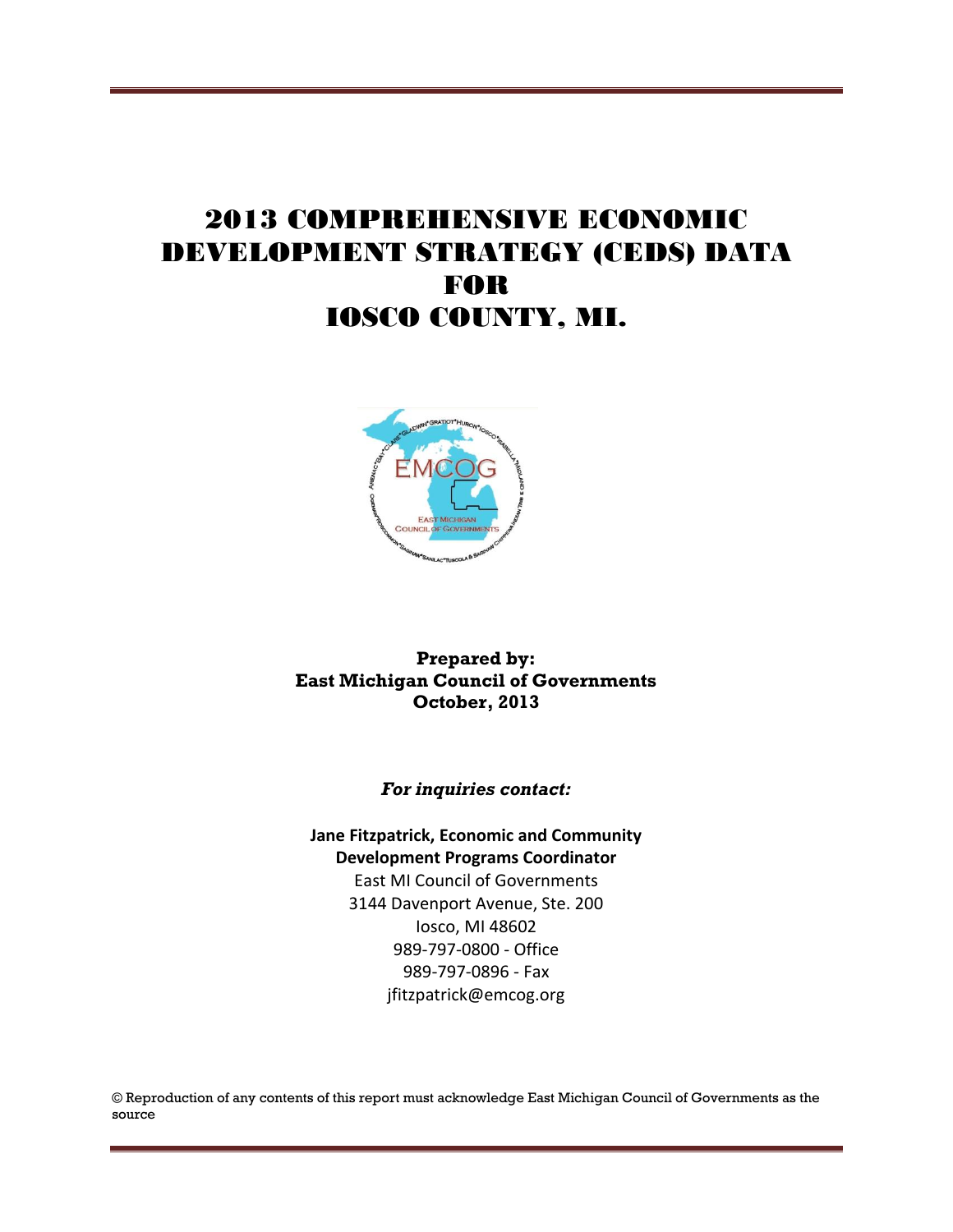# 2013 COMPREHENSIVE ECONOMIC DEVELOPMENT STRATEGY (CEDS) DATA FOR IOSCO COUNTY, MI.

**Prepared by:**
**East Michigan Council of Governments**
**October, 2013**

***For inquiries contact:***

**Jane Fitzpatrick, Economic and Community Development Programs Coordinator**
East MI Council of Governments
3144 Davenport Avenue, Ste. 200
Iosco, MI 48602
989-797-0800 - Office
989-797-0896 - Fax
jfitzpatrick@emcog.org

© Reproduction of any contents of this report must acknowledge East Michigan Council of Governments as the source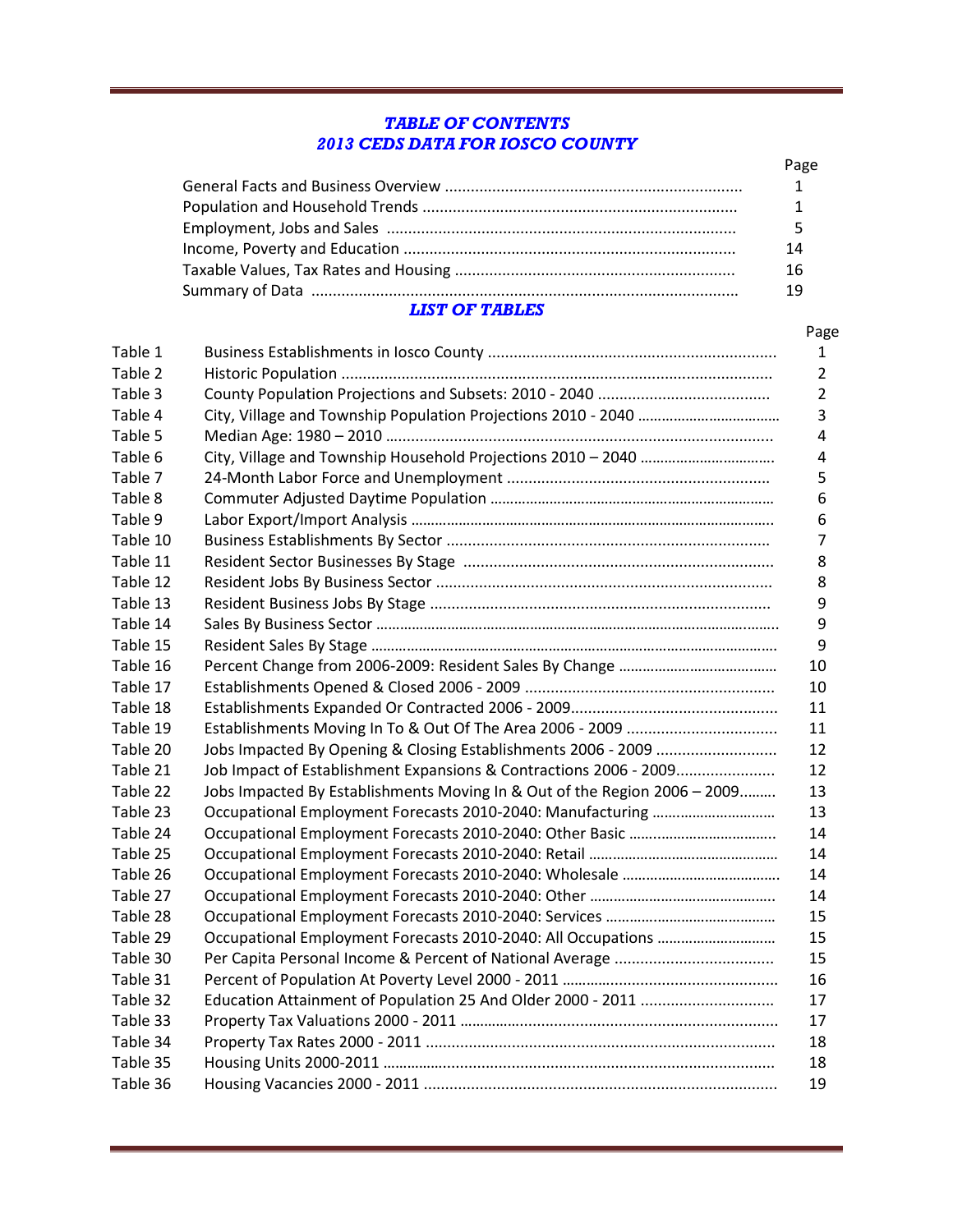# *TABLE OF CONTENTS*
# *2013 CEDS DATA FOR IOSCO COUNTY*

| | Page |
|---|---|
| General Facts and Business Overview | 1 |
| Population and Household Trends | 1 |
| Employment, Jobs and Sales | 5 |
| Income, Poverty and Education | 14 |
| Taxable Values, Tax Rates and Housing | 16 |
| Summary of Data | 19 |

## *LIST OF TABLES*

| | | Page |
|---|---|---|
| Table 1 | Business Establishments in Iosco County | 1 |
| Table 2 | Historic Population | 2 |
| Table 3 | County Population Projections and Subsets: 2010 - 2040 | 2 |
| Table 4 | City, Village and Township Population Projections 2010 - 2040 | 3 |
| Table 5 | Median Age: 1980 – 2010 | 4 |
| Table 6 | City, Village and Township Household Projections 2010 – 2040 | 4 |
| Table 7 | 24-Month Labor Force and Unemployment | 5 |
| Table 8 | Commuter Adjusted Daytime Population | 6 |
| Table 9 | Labor Export/Import Analysis | 6 |
| Table 10 | Business Establishments By Sector | 7 |
| Table 11 | Resident Sector Businesses By Stage | 8 |
| Table 12 | Resident Jobs By Business Sector | 8 |
| Table 13 | Resident Business Jobs By Stage | 9 |
| Table 14 | Sales By Business Sector | 9 |
| Table 15 | Resident Sales By Stage | 9 |
| Table 16 | Percent Change from 2006-2009: Resident Sales By Change | 10 |
| Table 17 | Establishments Opened & Closed 2006 - 2009 | 10 |
| Table 18 | Establishments Expanded Or Contracted 2006 - 2009 | 11 |
| Table 19 | Establishments Moving In To & Out Of The Area 2006 - 2009 | 11 |
| Table 20 | Jobs Impacted By Opening & Closing Establishments 2006 - 2009 | 12 |
| Table 21 | Job Impact of Establishment Expansions & Contractions 2006 - 2009 | 12 |
| Table 22 | Jobs Impacted By Establishments Moving In & Out of the Region 2006 – 2009 | 13 |
| Table 23 | Occupational Employment Forecasts 2010-2040: Manufacturing | 13 |
| Table 24 | Occupational Employment Forecasts 2010-2040: Other Basic | 14 |
| Table 25 | Occupational Employment Forecasts 2010-2040: Retail | 14 |
| Table 26 | Occupational Employment Forecasts 2010-2040: Wholesale | 14 |
| Table 27 | Occupational Employment Forecasts 2010-2040: Other | 14 |
| Table 28 | Occupational Employment Forecasts 2010-2040: Services | 15 |
| Table 29 | Occupational Employment Forecasts 2010-2040: All Occupations | 15 |
| Table 30 | Per Capita Personal Income & Percent of National Average | 15 |
| Table 31 | Percent of Population At Poverty Level 2000 - 2011 | 16 |
| Table 32 | Education Attainment of Population 25 And Older 2000 - 2011 | 17 |
| Table 33 | Property Tax Valuations 2000 - 2011 | 17 |
| Table 34 | Property Tax Rates 2000 - 2011 | 18 |
| Table 35 | Housing Units 2000-2011 | 18 |
| Table 36 | Housing Vacancies 2000 - 2011 | 19 |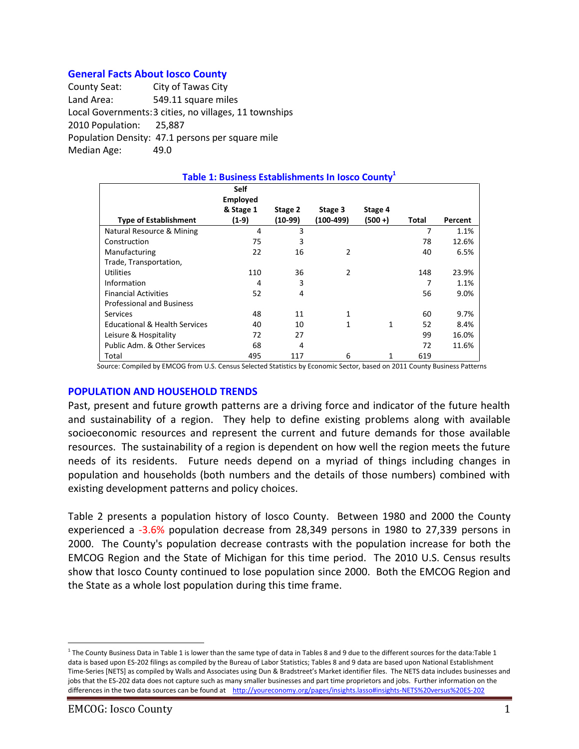## General Facts About Iosco County

County Seat: City of Tawas City
Land Area: 549.11 square miles
Local Governments: 3 cities, no villages, 11 townships
2010 Population: 25,887
Population Density: 47.1 persons per square mile
Median Age: 49.0

**Table 1: Business Establishments In Iosco County[1]**

| Type of Establishment | Self Employed & Stage 1 (1-9) | Stage 2 (10-99) | Stage 3 (100-499) | Stage 4 (500 +) | Total | Percent |
|---|---|---|---|---|---|---|
| Natural Resource & Mining | 4 | 3 | | | 7 | 1.1% |
| Construction | 75 | 3 | | | 78 | 12.6% |
| Manufacturing | 22 | 16 | 2 | | 40 | 6.5% |
| Trade, Transportation, Utilities | 110 | 36 | 2 | | 148 | 23.9% |
| Information | 4 | 3 | | | 7 | 1.1% |
| Financial Activities | 52 | 4 | | | 56 | 9.0% |
| Professional and Business Services | 48 | 11 | 1 | | 60 | 9.7% |
| Educational & Health Services | 40 | 10 | 1 | 1 | 52 | 8.4% |
| Leisure & Hospitality | 72 | 27 | | | 99 | 16.0% |
| Public Adm. & Other Services | 68 | 4 | | | 72 | 11.6% |
| Total | 495 | 117 | 6 | 1 | 619 | |

Source: Compiled by EMCOG from U.S. Census Selected Statistics by Economic Sector, based on 2011 County Business Patterns

## POPULATION AND HOUSEHOLD TRENDS

Past, present and future growth patterns are a driving force and indicator of the future health and sustainability of a region. They help to define existing problems along with available socioeconomic resources and represent the current and future demands for those available resources. The sustainability of a region is dependent on how well the region meets the future needs of its residents. Future needs depend on a myriad of things including changes in population and households (both numbers and the details of those numbers) combined with existing development patterns and policy choices.

Table 2 presents a population history of Iosco County. Between 1980 and 2000 the County experienced a -3.6% population decrease from 28,349 persons in 1980 to 27,339 persons in 2000. The County's population decrease contrasts with the population increase for both the EMCOG Region and the State of Michigan for this time period. The 2010 U.S. Census results show that Iosco County continued to lose population since 2000. Both the EMCOG Region and the State as a whole lost population during this time frame.

[1] The County Business Data in Table 1 is lower than the same type of data in Tables 8 and 9 due to the different sources for the data:Table 1 data is based upon ES-202 filings as compiled by the Bureau of Labor Statistics; Tables 8 and 9 data are based upon National Establishment Time-Series [NETS] as compiled by Walls and Associates using Dun & Bradstreet's Market identifier files. The NETS data includes businesses and jobs that the ES-202 data does not capture such as many smaller businesses and part time proprietors and jobs. Further information on the differences in the two data sources can be found at http://youreconomy.org/pages/insights.lasso#insights-NETS%20versus%20ES-202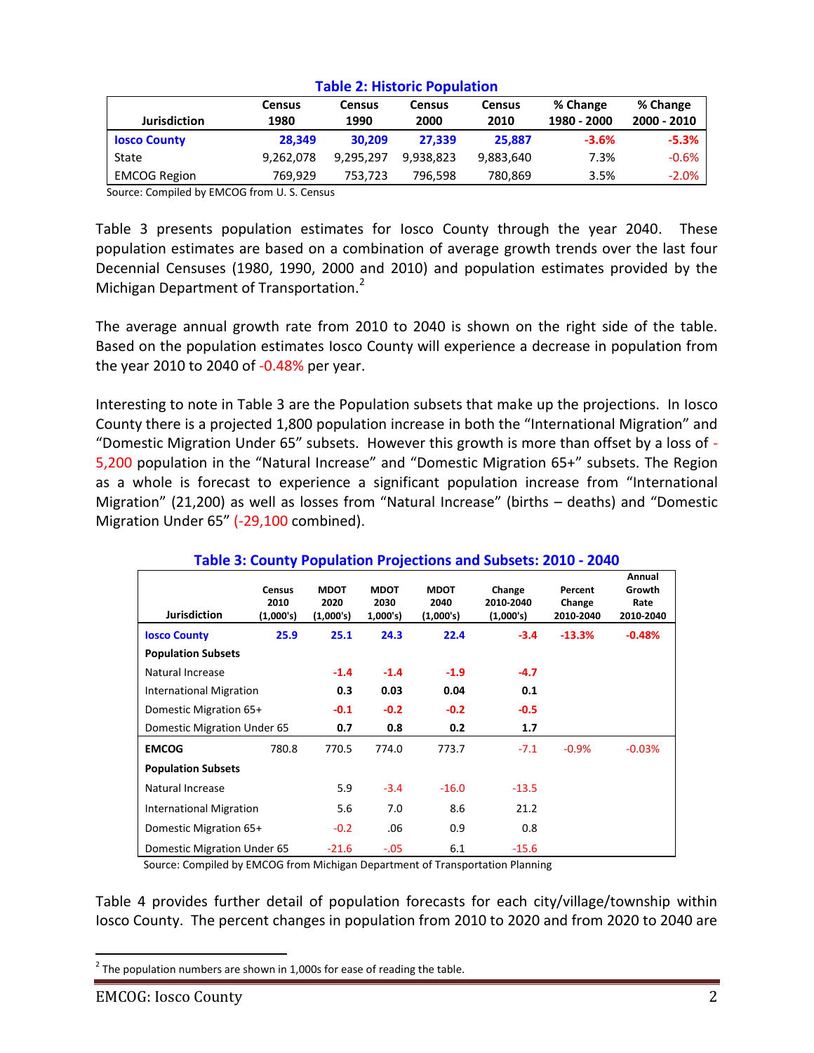**Table 2: Historic Population**

| Jurisdiction | Census 1980 | Census 1990 | Census 2000 | Census 2010 | % Change 1980 - 2000 | % Change 2000 - 2010 |
|---|---|---|---|---|---|---|
| **Iosco County** | **28,349** | **30,209** | **27,339** | **25,887** | **-3.6%** | **-5.3%** |
| State | 9,262,078 | 9,295,297 | 9,938,823 | 9,883,640 | 7.3% | -0.6% |
| EMCOG Region | 769,929 | 753,723 | 796,598 | 780,869 | 3.5% | -2.0% |

Source: Compiled by EMCOG from U. S. Census

Table 3 presents population estimates for Iosco County through the year 2040. These population estimates are based on a combination of average growth trends over the last four Decennial Censuses (1980, 1990, 2000 and 2010) and population estimates provided by the Michigan Department of Transportation.[2]

The average annual growth rate from 2010 to 2040 is shown on the right side of the table. Based on the population estimates Iosco County will experience a decrease in population from the year 2010 to 2040 of -0.48% per year.

Interesting to note in Table 3 are the Population subsets that make up the projections. In Iosco County there is a projected 1,800 population increase in both the "International Migration" and "Domestic Migration Under 65" subsets. However this growth is more than offset by a loss of -5,200 population in the "Natural Increase" and "Domestic Migration 65+" subsets. The Region as a whole is forecast to experience a significant population increase from "International Migration" (21,200) as well as losses from "Natural Increase" (births – deaths) and "Domestic Migration Under 65" (-29,100 combined).

**Table 3: County Population Projections and Subsets: 2010 - 2040**

| Jurisdiction | Census 2010 (1,000's) | MDOT 2020 (1,000's) | MDOT 2030 1,000's) | MDOT 2040 (1,000's) | Change 2010-2040 (1,000's) | Percent Change 2010-2040 | Annual Growth Rate 2010-2040 |
|---|---|---|---|---|---|---|---|
| **Iosco County** | **25.9** | **25.1** | **24.3** | **22.4** | **-3.4** | **-13.3%** | **-0.48%** |
| **Population Subsets** | | | | | | | |
| Natural Increase | | **-1.4** | **-1.4** | **-1.9** | **-4.7** | | |
| International Migration | | **0.3** | **0.03** | **0.04** | **0.1** | | |
| Domestic Migration 65+ | | **-0.1** | **-0.2** | **-0.2** | **-0.5** | | |
| Domestic Migration Under 65 | | **0.7** | **0.8** | **0.2** | **1.7** | | |
| **EMCOG** | 780.8 | 770.5 | 774.0 | 773.7 | -7.1 | -0.9% | -0.03% |
| **Population Subsets** | | | | | | | |
| Natural Increase | | 5.9 | -3.4 | -16.0 | -13.5 | | |
| International Migration | | 5.6 | 7.0 | 8.6 | 21.2 | | |
| Domestic Migration 65+ | | -0.2 | .06 | 0.9 | 0.8 | | |
| Domestic Migration Under 65 | | -21.6 | -.05 | 6.1 | -15.6 | | |

Source: Compiled by EMCOG from Michigan Department of Transportation Planning

Table 4 provides further detail of population forecasts for each city/village/township within Iosco County. The percent changes in population from 2010 to 2020 and from 2020 to 2040 are

[2] The population numbers are shown in 1,000s for ease of reading the table.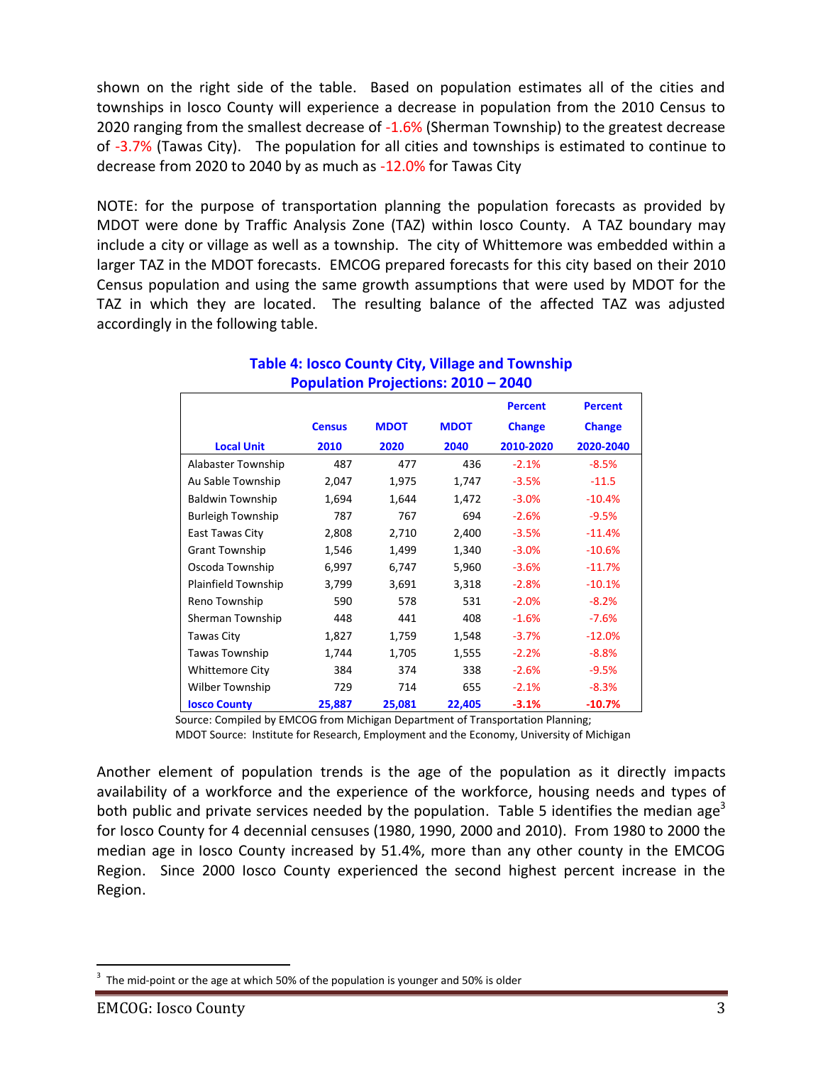shown on the right side of the table. Based on population estimates all of the cities and townships in Iosco County will experience a decrease in population from the 2010 Census to 2020 ranging from the smallest decrease of -1.6% (Sherman Township) to the greatest decrease of -3.7% (Tawas City). The population for all cities and townships is estimated to continue to decrease from 2020 to 2040 by as much as -12.0% for Tawas City

NOTE: for the purpose of transportation planning the population forecasts as provided by MDOT were done by Traffic Analysis Zone (TAZ) within Iosco County. A TAZ boundary may include a city or village as well as a township. The city of Whittemore was embedded within a larger TAZ in the MDOT forecasts. EMCOG prepared forecasts for this city based on their 2010 Census population and using the same growth assumptions that were used by MDOT for the TAZ in which they are located. The resulting balance of the affected TAZ was adjusted accordingly in the following table.

**Table 4: Iosco County City, Village and Township Population Projections: 2010 – 2040**

| Local Unit | Census 2010 | MDOT 2020 | MDOT 2040 | Percent Change 2010-2020 | Percent Change 2020-2040 |
|---|---|---|---|---|---|
| Alabaster Township | 487 | 477 | 436 | -2.1% | -8.5% |
| Au Sable Township | 2,047 | 1,975 | 1,747 | -3.5% | -11.5 |
| Baldwin Township | 1,694 | 1,644 | 1,472 | -3.0% | -10.4% |
| Burleigh Township | 787 | 767 | 694 | -2.6% | -9.5% |
| East Tawas City | 2,808 | 2,710 | 2,400 | -3.5% | -11.4% |
| Grant Township | 1,546 | 1,499 | 1,340 | -3.0% | -10.6% |
| Oscoda Township | 6,997 | 6,747 | 5,960 | -3.6% | -11.7% |
| Plainfield Township | 3,799 | 3,691 | 3,318 | -2.8% | -10.1% |
| Reno Township | 590 | 578 | 531 | -2.0% | -8.2% |
| Sherman Township | 448 | 441 | 408 | -1.6% | -7.6% |
| Tawas City | 1,827 | 1,759 | 1,548 | -3.7% | -12.0% |
| Tawas Township | 1,744 | 1,705 | 1,555 | -2.2% | -8.8% |
| Whittemore City | 384 | 374 | 338 | -2.6% | -9.5% |
| Wilber Township | 729 | 714 | 655 | -2.1% | -8.3% |
| **Iosco County** | **25,887** | **25,081** | **22,405** | **-3.1%** | **-10.7%** |

Source: Compiled by EMCOG from Michigan Department of Transportation Planning;
MDOT Source: Institute for Research, Employment and the Economy, University of Michigan

Another element of population trends is the age of the population as it directly impacts availability of a workforce and the experience of the workforce, housing needs and types of both public and private services needed by the population. Table 5 identifies the median age[3] for Iosco County for 4 decennial censuses (1980, 1990, 2000 and 2010). From 1980 to 2000 the median age in Iosco County increased by 51.4%, more than any other county in the EMCOG Region. Since 2000 Iosco County experienced the second highest percent increase in the Region.

[3] The mid-point or the age at which 50% of the population is younger and 50% is older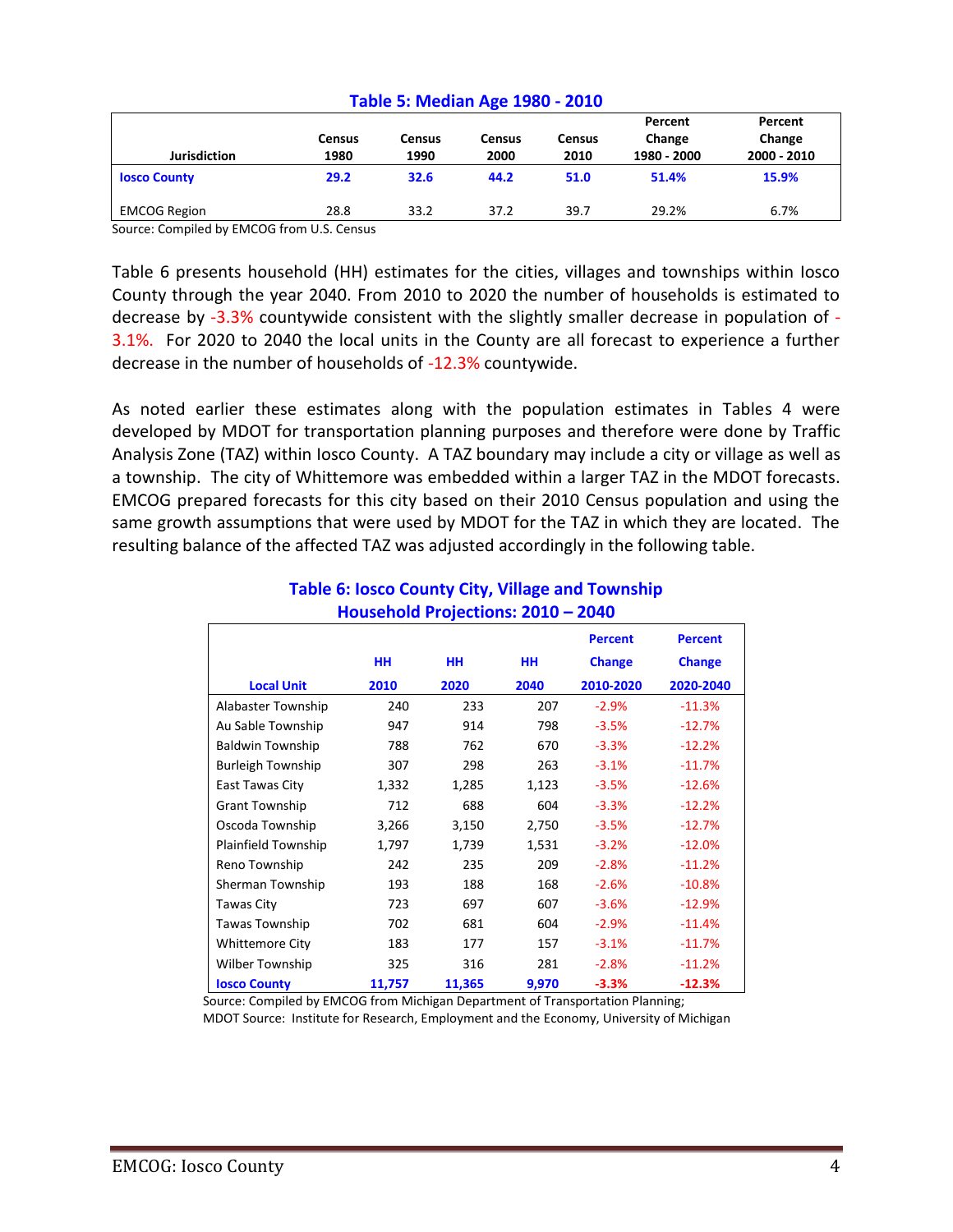### Table 5: Median Age 1980 - 2010

| Jurisdiction | Census 1980 | Census 1990 | Census 2000 | Census 2010 | Percent Change 1980 - 2000 | Percent Change 2000 - 2010 |
|---|---|---|---|---|---|---|
| **Iosco County** | **29.2** | **32.6** | **44.2** | **51.0** | **51.4%** | **15.9%** |
| EMCOG Region | 28.8 | 33.2 | 37.2 | 39.7 | 29.2% | 6.7% |

Source: Compiled by EMCOG from U.S. Census

Table 6 presents household (HH) estimates for the cities, villages and townships within Iosco County through the year 2040. From 2010 to 2020 the number of households is estimated to decrease by -3.3% countywide consistent with the slightly smaller decrease in population of -3.1%. For 2020 to 2040 the local units in the County are all forecast to experience a further decrease in the number of households of -12.3% countywide.

As noted earlier these estimates along with the population estimates in Tables 4 were developed by MDOT for transportation planning purposes and therefore were done by Traffic Analysis Zone (TAZ) within Iosco County. A TAZ boundary may include a city or village as well as a township. The city of Whittemore was embedded within a larger TAZ in the MDOT forecasts. EMCOG prepared forecasts for this city based on their 2010 Census population and using the same growth assumptions that were used by MDOT for the TAZ in which they are located. The resulting balance of the affected TAZ was adjusted accordingly in the following table.

### Table 6: Iosco County City, Village and Township Household Projections: 2010 – 2040

| Local Unit | HH 2010 | HH 2020 | HH 2040 | Percent Change 2010-2020 | Percent Change 2020-2040 |
|---|---|---|---|---|---|
| Alabaster Township | 240 | 233 | 207 | -2.9% | -11.3% |
| Au Sable Township | 947 | 914 | 798 | -3.5% | -12.7% |
| Baldwin Township | 788 | 762 | 670 | -3.3% | -12.2% |
| Burleigh Township | 307 | 298 | 263 | -3.1% | -11.7% |
| East Tawas City | 1,332 | 1,285 | 1,123 | -3.5% | -12.6% |
| Grant Township | 712 | 688 | 604 | -3.3% | -12.2% |
| Oscoda Township | 3,266 | 3,150 | 2,750 | -3.5% | -12.7% |
| Plainfield Township | 1,797 | 1,739 | 1,531 | -3.2% | -12.0% |
| Reno Township | 242 | 235 | 209 | -2.8% | -11.2% |
| Sherman Township | 193 | 188 | 168 | -2.6% | -10.8% |
| Tawas City | 723 | 697 | 607 | -3.6% | -12.9% |
| Tawas Township | 702 | 681 | 604 | -2.9% | -11.4% |
| Whittemore City | 183 | 177 | 157 | -3.1% | -11.7% |
| Wilber Township | 325 | 316 | 281 | -2.8% | -11.2% |
| **Iosco County** | **11,757** | **11,365** | **9,970** | **-3.3%** | **-12.3%** |

Source: Compiled by EMCOG from Michigan Department of Transportation Planning;
MDOT Source: Institute for Research, Employment and the Economy, University of Michigan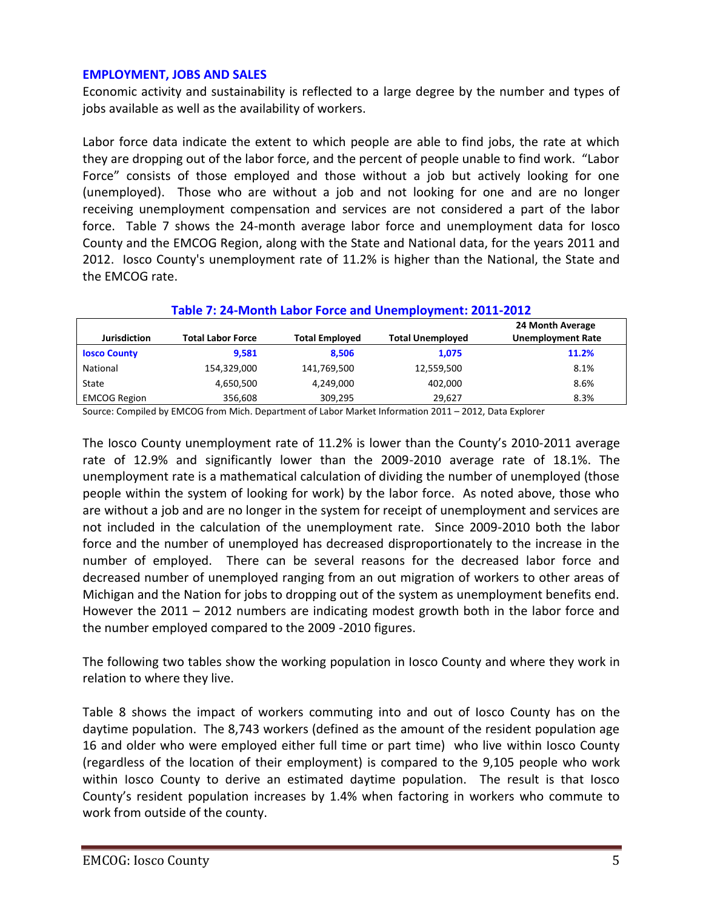## EMPLOYMENT, JOBS AND SALES

Economic activity and sustainability is reflected to a large degree by the number and types of jobs available as well as the availability of workers.

Labor force data indicate the extent to which people are able to find jobs, the rate at which they are dropping out of the labor force, and the percent of people unable to find work. "Labor Force" consists of those employed and those without a job but actively looking for one (unemployed). Those who are without a job and not looking for one and are no longer receiving unemployment compensation and services are not considered a part of the labor force. Table 7 shows the 24-month average labor force and unemployment data for Iosco County and the EMCOG Region, along with the State and National data, for the years 2011 and 2012. Iosco County's unemployment rate of 11.2% is higher than the National, the State and the EMCOG rate.

**Table 7: 24-Month Labor Force and Unemployment: 2011-2012**

| Jurisdiction | Total Labor Force | Total Employed | Total Unemployed | 24 Month Average Unemployment Rate |
|---|---|---|---|---|
| **Iosco County** | **9,581** | **8,506** | **1,075** | **11.2%** |
| National | 154,329,000 | 141,769,500 | 12,559,500 | 8.1% |
| State | 4,650,500 | 4,249,000 | 402,000 | 8.6% |
| EMCOG Region | 356,608 | 309,295 | 29,627 | 8.3% |

Source: Compiled by EMCOG from Mich. Department of Labor Market Information 2011 – 2012, Data Explorer

The Iosco County unemployment rate of 11.2% is lower than the County's 2010-2011 average rate of 12.9% and significantly lower than the 2009-2010 average rate of 18.1%. The unemployment rate is a mathematical calculation of dividing the number of unemployed (those people within the system of looking for work) by the labor force. As noted above, those who are without a job and are no longer in the system for receipt of unemployment and services are not included in the calculation of the unemployment rate. Since 2009-2010 both the labor force and the number of unemployed has decreased disproportionately to the increase in the number of employed. There can be several reasons for the decreased labor force and decreased number of unemployed ranging from an out migration of workers to other areas of Michigan and the Nation for jobs to dropping out of the system as unemployment benefits end. However the 2011 – 2012 numbers are indicating modest growth both in the labor force and the number employed compared to the 2009 -2010 figures.

The following two tables show the working population in Iosco County and where they work in relation to where they live.

Table 8 shows the impact of workers commuting into and out of Iosco County has on the daytime population. The 8,743 workers (defined as the amount of the resident population age 16 and older who were employed either full time or part time) who live within Iosco County (regardless of the location of their employment) is compared to the 9,105 people who work within Iosco County to derive an estimated daytime population. The result is that Iosco County's resident population increases by 1.4% when factoring in workers who commute to work from outside of the county.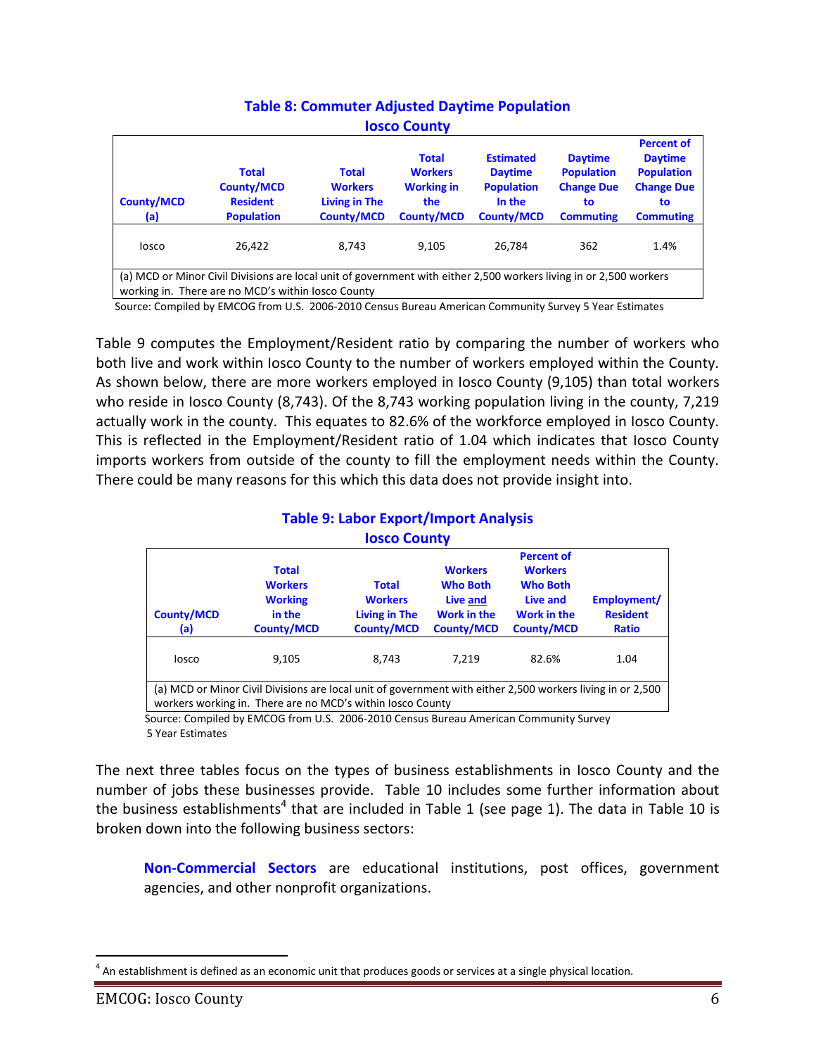### Table 8: Commuter Adjusted Daytime Population
### Iosco County

| County/MCD (a) | Total County/MCD Resident Population | Total Workers Living in The County/MCD | Total Workers Working in the County/MCD | Estimated Daytime Population In the County/MCD | Daytime Population Change Due to Commuting | Percent of Daytime Population Change Due to Commuting |
|---|---|---|---|---|---|---|
| Iosco | 26,422 | 8,743 | 9,105 | 26,784 | 362 | 1.4% |

(a) MCD or Minor Civil Divisions are local unit of government with either 2,500 workers living in or 2,500 workers working in. There are no MCD's within Iosco County

Source: Compiled by EMCOG from U.S. 2006-2010 Census Bureau American Community Survey 5 Year Estimates

Table 9 computes the Employment/Resident ratio by comparing the number of workers who both live and work within Iosco County to the number of workers employed within the County. As shown below, there are more workers employed in Iosco County (9,105) than total workers who reside in Iosco County (8,743). Of the 8,743 working population living in the county, 7,219 actually work in the county. This equates to 82.6% of the workforce employed in Iosco County. This is reflected in the Employment/Resident ratio of 1.04 which indicates that Iosco County imports workers from outside of the county to fill the employment needs within the County. There could be many reasons for this which this data does not provide insight into.

### Table 9: Labor Export/Import Analysis
### Iosco County

| County/MCD (a) | Total Workers Working in the County/MCD | Total Workers Living in The County/MCD | Workers Who Both Live and Work in the County/MCD | Percent of Workers Who Both Live and Work in the County/MCD | Employment/ Resident Ratio |
|---|---|---|---|---|---|
| Iosco | 9,105 | 8,743 | 7,219 | 82.6% | 1.04 |

(a) MCD or Minor Civil Divisions are local unit of government with either 2,500 workers living in or 2,500 workers working in. There are no MCD's within Iosco County

Source: Compiled by EMCOG from U.S. 2006-2010 Census Bureau American Community Survey 5 Year Estimates

The next three tables focus on the types of business establishments in Iosco County and the number of jobs these businesses provide. Table 10 includes some further information about the business establishments[4] that are included in Table 1 (see page 1). The data in Table 10 is broken down into the following business sectors:

> **Non-Commercial Sectors** are educational institutions, post offices, government agencies, and other nonprofit organizations.

[4] An establishment is defined as an economic unit that produces goods or services at a single physical location.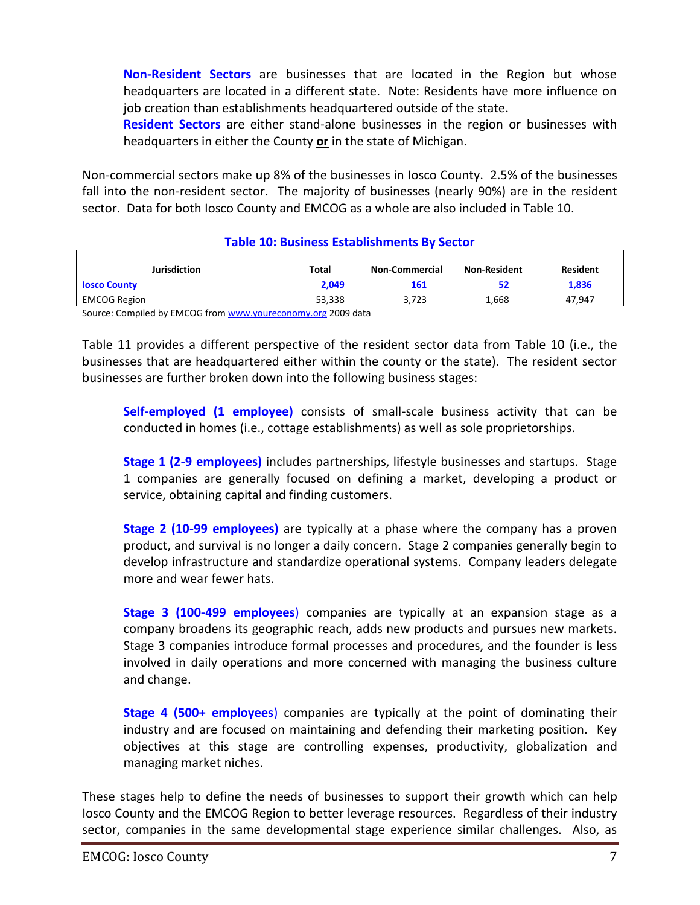**Non-Resident Sectors** are businesses that are located in the Region but whose headquarters are located in a different state. Note: Residents have more influence on job creation than establishments headquartered outside of the state.
**Resident Sectors** are either stand-alone businesses in the region or businesses with headquarters in either the County **or** in the state of Michigan.

Non-commercial sectors make up 8% of the businesses in Iosco County. 2.5% of the businesses fall into the non-resident sector. The majority of businesses (nearly 90%) are in the resident sector. Data for both Iosco County and EMCOG as a whole are also included in Table 10.

**Table 10: Business Establishments By Sector**

| Jurisdiction | Total | Non-Commercial | Non-Resident | Resident |
|---|---|---|---|---|
| **Iosco County** | **2,049** | **161** | **52** | **1,836** |
| EMCOG Region | 53,338 | 3,723 | 1,668 | 47,947 |

Source: Compiled by EMCOG from www.youreconomy.org 2009 data

Table 11 provides a different perspective of the resident sector data from Table 10 (i.e., the businesses that are headquartered either within the county or the state). The resident sector businesses are further broken down into the following business stages:

**Self-employed (1 employee)** consists of small-scale business activity that can be conducted in homes (i.e., cottage establishments) as well as sole proprietorships.

**Stage 1 (2-9 employees)** includes partnerships, lifestyle businesses and startups. Stage 1 companies are generally focused on defining a market, developing a product or service, obtaining capital and finding customers.

**Stage 2 (10-99 employees)** are typically at a phase where the company has a proven product, and survival is no longer a daily concern. Stage 2 companies generally begin to develop infrastructure and standardize operational systems. Company leaders delegate more and wear fewer hats.

**Stage 3 (100-499 employees)** companies are typically at an expansion stage as a company broadens its geographic reach, adds new products and pursues new markets. Stage 3 companies introduce formal processes and procedures, and the founder is less involved in daily operations and more concerned with managing the business culture and change.

**Stage 4 (500+ employees)** companies are typically at the point of dominating their industry and are focused on maintaining and defending their marketing position. Key objectives at this stage are controlling expenses, productivity, globalization and managing market niches.

These stages help to define the needs of businesses to support their growth which can help Iosco County and the EMCOG Region to better leverage resources. Regardless of their industry sector, companies in the same developmental stage experience similar challenges. Also, as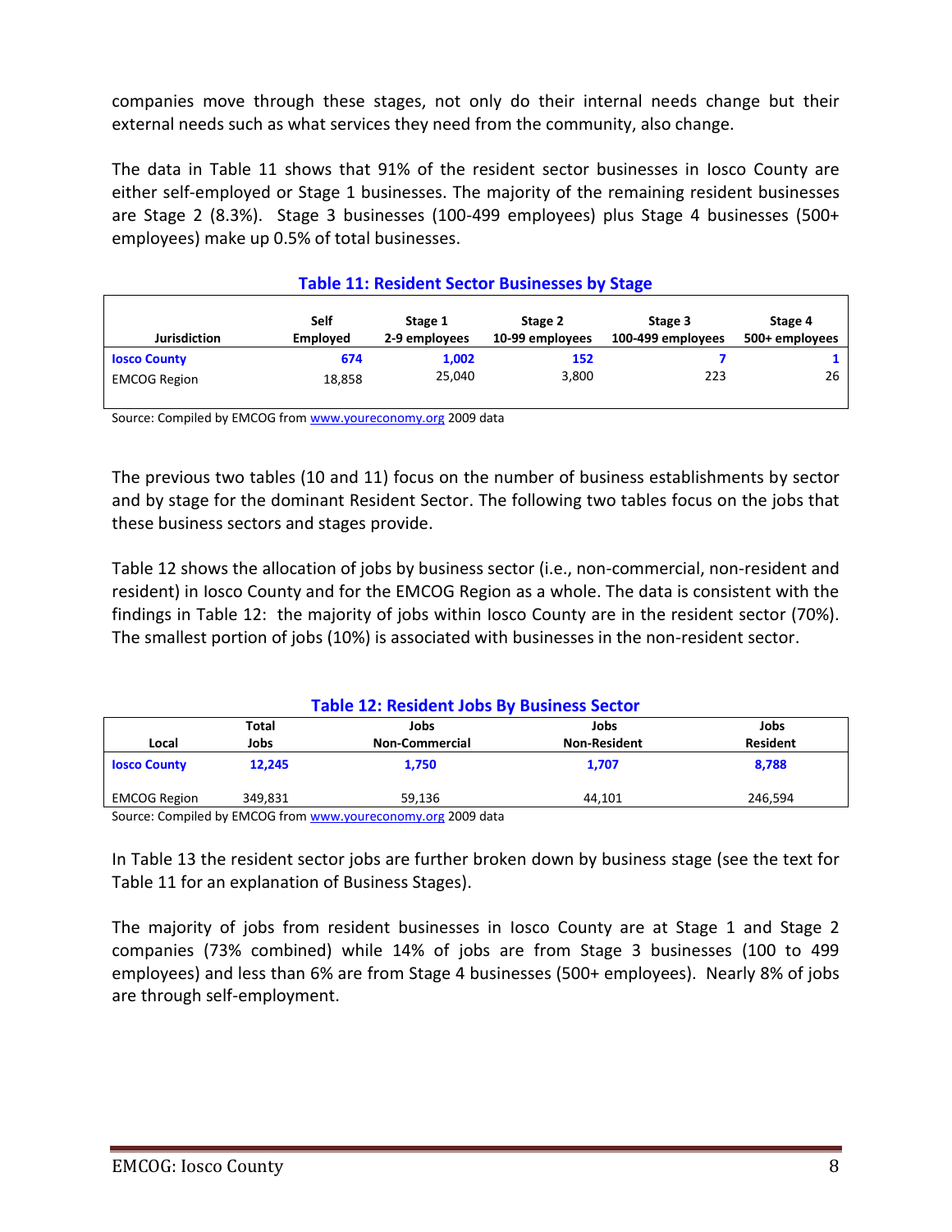companies move through these stages, not only do their internal needs change but their external needs such as what services they need from the community, also change.

The data in Table 11 shows that 91% of the resident sector businesses in Iosco County are either self-employed or Stage 1 businesses. The majority of the remaining resident businesses are Stage 2 (8.3%). Stage 3 businesses (100-499 employees) plus Stage 4 businesses (500+ employees) make up 0.5% of total businesses.

### Table 11: Resident Sector Businesses by Stage

| Jurisdiction | Self Employed | Stage 1 2-9 employees | Stage 2 10-99 employees | Stage 3 100-499 employees | Stage 4 500+ employees |
|---|---|---|---|---|---|
| **Iosco County** | **674** | **1,002** | **152** | **7** | **1** |
| EMCOG Region | 18,858 | 25,040 | 3,800 | 223 | 26 |

Source: Compiled by EMCOG from www.youreconomy.org 2009 data

The previous two tables (10 and 11) focus on the number of business establishments by sector and by stage for the dominant Resident Sector. The following two tables focus on the jobs that these business sectors and stages provide.

Table 12 shows the allocation of jobs by business sector (i.e., non-commercial, non-resident and resident) in Iosco County and for the EMCOG Region as a whole. The data is consistent with the findings in Table 12: the majority of jobs within Iosco County are in the resident sector (70%). The smallest portion of jobs (10%) is associated with businesses in the non-resident sector.

### Table 12: Resident Jobs By Business Sector

| Local | Total Jobs | Jobs Non-Commercial | Jobs Non-Resident | Jobs Resident |
|---|---|---|---|---|
| **Iosco County** | **12,245** | **1,750** | **1,707** | **8,788** |
| EMCOG Region | 349,831 | 59,136 | 44,101 | 246,594 |

Source: Compiled by EMCOG from www.youreconomy.org 2009 data

In Table 13 the resident sector jobs are further broken down by business stage (see the text for Table 11 for an explanation of Business Stages).

The majority of jobs from resident businesses in Iosco County are at Stage 1 and Stage 2 companies (73% combined) while 14% of jobs are from Stage 3 businesses (100 to 499 employees) and less than 6% are from Stage 4 businesses (500+ employees). Nearly 8% of jobs are through self-employment.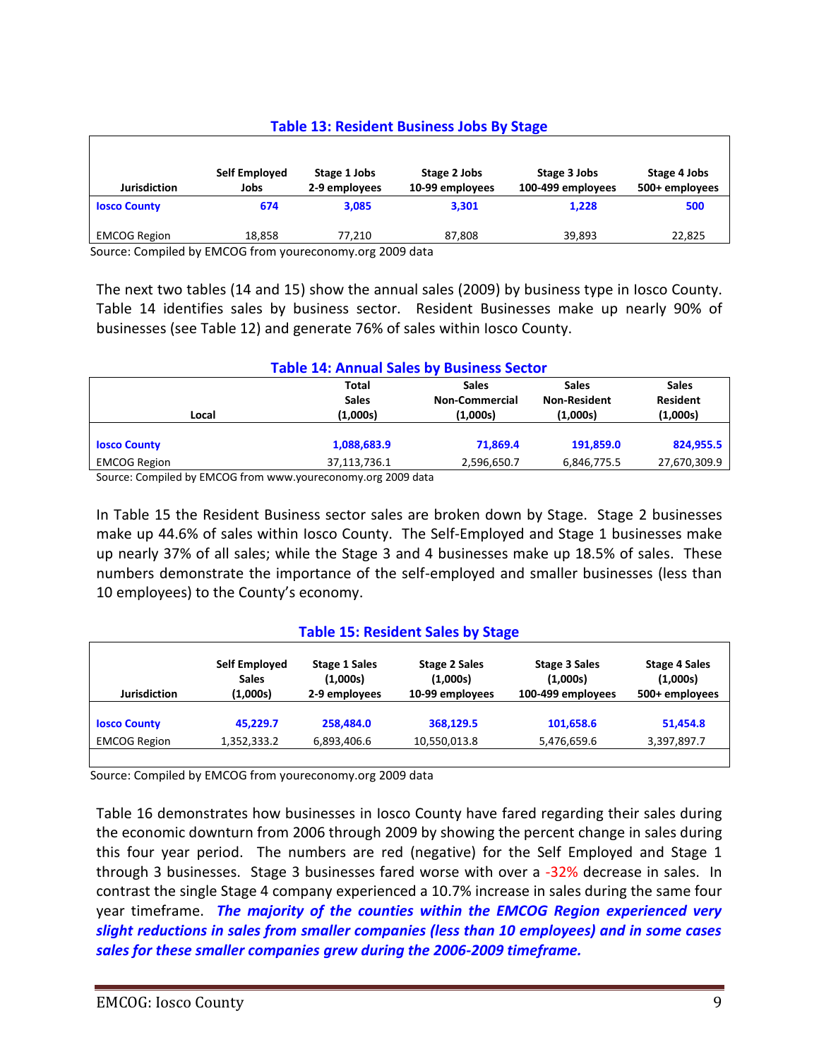**Table 13: Resident Business Jobs By Stage**

| Jurisdiction | Self Employed Jobs | Stage 1 Jobs 2-9 employees | Stage 2 Jobs 10-99 employees | Stage 3 Jobs 100-499 employees | Stage 4 Jobs 500+ employees |
|---|---|---|---|---|---|
| **Iosco County** | **674** | **3,085** | **3,301** | **1,228** | **500** |
| EMCOG Region | 18,858 | 77,210 | 87,808 | 39,893 | 22,825 |

Source: Compiled by EMCOG from youreconomy.org 2009 data

The next two tables (14 and 15) show the annual sales (2009) by business type in Iosco County. Table 14 identifies sales by business sector. Resident Businesses make up nearly 90% of businesses (see Table 12) and generate 76% of sales within Iosco County.

**Table 14: Annual Sales by Business Sector**

| Local | Total Sales (1,000s) | Sales Non-Commercial (1,000s) | Sales Non-Resident (1,000s) | Sales Resident (1,000s) |
|---|---|---|---|---|
| **Iosco County** | **1,088,683.9** | **71,869.4** | **191,859.0** | **824,955.5** |
| EMCOG Region | 37,113,736.1 | 2,596,650.7 | 6,846,775.5 | 27,670,309.9 |

Source: Compiled by EMCOG from www.youreconomy.org 2009 data

In Table 15 the Resident Business sector sales are broken down by Stage. Stage 2 businesses make up 44.6% of sales within Iosco County. The Self-Employed and Stage 1 businesses make up nearly 37% of all sales; while the Stage 3 and 4 businesses make up 18.5% of sales. These numbers demonstrate the importance of the self-employed and smaller businesses (less than 10 employees) to the County's economy.

**Table 15: Resident Sales by Stage**

| Jurisdiction | Self Employed Sales (1,000s) | Stage 1 Sales (1,000s) 2-9 employees | Stage 2 Sales (1,000s) 10-99 employees | Stage 3 Sales (1,000s) 100-499 employees | Stage 4 Sales (1,000s) 500+ employees |
|---|---|---|---|---|---|
| **Iosco County** | **45,229.7** | **258,484.0** | **368,129.5** | **101,658.6** | **51,454.8** |
| EMCOG Region | 1,352,333.2 | 6,893,406.6 | 10,550,013.8 | 5,476,659.6 | 3,397,897.7 |

Source: Compiled by EMCOG from youreconomy.org 2009 data

Table 16 demonstrates how businesses in Iosco County have fared regarding their sales during the economic downturn from 2006 through 2009 by showing the percent change in sales during this four year period. The numbers are red (negative) for the Self Employed and Stage 1 through 3 businesses. Stage 3 businesses fared worse with over a -32% decrease in sales. In contrast the single Stage 4 company experienced a 10.7% increase in sales during the same four year timeframe. ***The majority of the counties within the EMCOG Region experienced very slight reductions in sales from smaller companies (less than 10 employees) and in some cases sales for these smaller companies grew during the 2006-2009 timeframe.***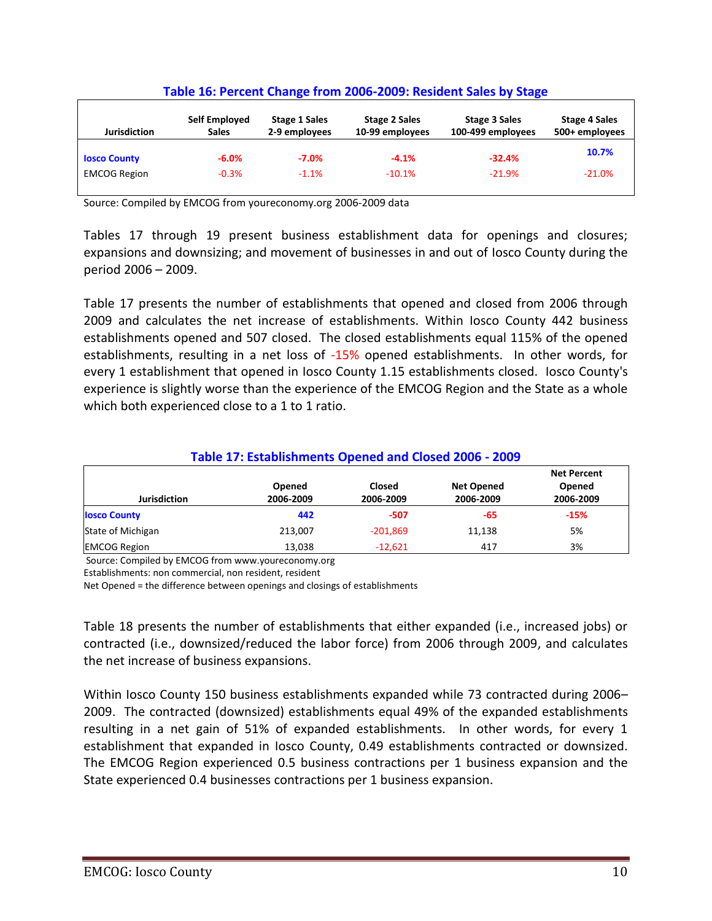**Table 16: Percent Change from 2006-2009: Resident Sales by Stage**

| Jurisdiction | Self Employed Sales | Stage 1 Sales 2-9 employees | Stage 2 Sales 10-99 employees | Stage 3 Sales 100-499 employees | Stage 4 Sales 500+ employees |
|---|---|---|---|---|---|
| **Iosco County** | **-6.0%** | **-7.0%** | **-4.1%** | **-32.4%** | **10.7%** |
| EMCOG Region | -0.3% | -1.1% | -10.1% | -21.9% | -21.0% |

Source: Compiled by EMCOG from youreconomy.org 2006-2009 data

Tables 17 through 19 present business establishment data for openings and closures; expansions and downsizing; and movement of businesses in and out of Iosco County during the period 2006 – 2009.

Table 17 presents the number of establishments that opened and closed from 2006 through 2009 and calculates the net increase of establishments. Within Iosco County 442 business establishments opened and 507 closed. The closed establishments equal 115% of the opened establishments, resulting in a net loss of -15% opened establishments. In other words, for every 1 establishment that opened in Iosco County 1.15 establishments closed. Iosco County's experience is slightly worse than the experience of the EMCOG Region and the State as a whole which both experienced close to a 1 to 1 ratio.

**Table 17: Establishments Opened and Closed 2006 - 2009**

| Jurisdiction | Opened 2006-2009 | Closed 2006-2009 | Net Opened 2006-2009 | Net Percent Opened 2006-2009 |
|---|---|---|---|---|
| **Iosco County** | **442** | **-507** | **-65** | **-15%** |
| State of Michigan | 213,007 | -201,869 | 11,138 | 5% |
| EMCOG Region | 13,038 | -12,621 | 417 | 3% |

Source: Compiled by EMCOG from www.youreconomy.org
Establishments: non commercial, non resident, resident
Net Opened = the difference between openings and closings of establishments

Table 18 presents the number of establishments that either expanded (i.e., increased jobs) or contracted (i.e., downsized/reduced the labor force) from 2006 through 2009, and calculates the net increase of business expansions.

Within Iosco County 150 business establishments expanded while 73 contracted during 2006–2009. The contracted (downsized) establishments equal 49% of the expanded establishments resulting in a net gain of 51% of expanded establishments. In other words, for every 1 establishment that expanded in Iosco County, 0.49 establishments contracted or downsized. The EMCOG Region experienced 0.5 business contractions per 1 business expansion and the State experienced 0.4 businesses contractions per 1 business expansion.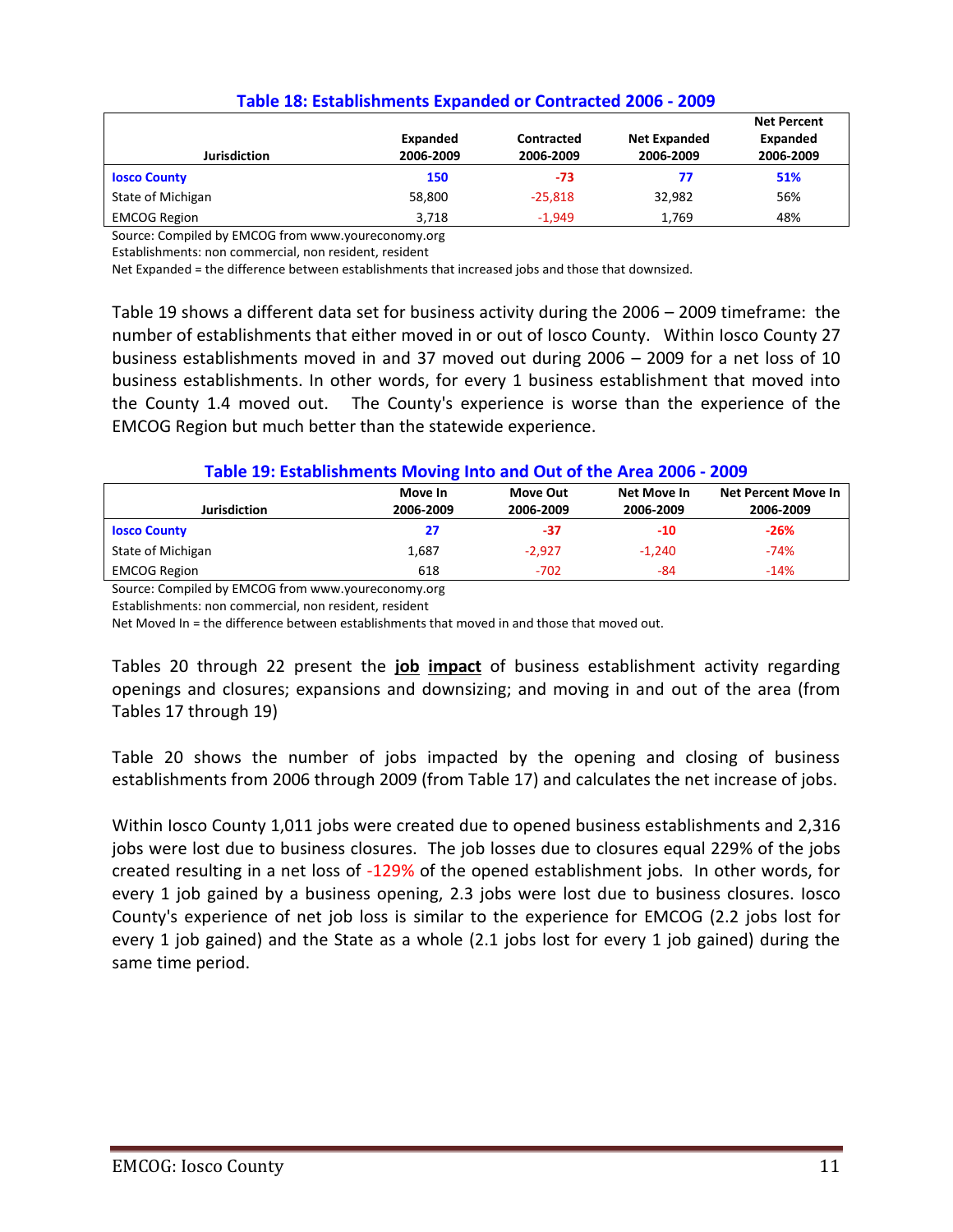### Table 18: Establishments Expanded or Contracted 2006 - 2009

| Jurisdiction | Expanded 2006-2009 | Contracted 2006-2009 | Net Expanded 2006-2009 | Net Percent Expanded 2006-2009 |
|---|---|---|---|---|
| **Iosco County** | **150** | **-73** | **77** | **51%** |
| State of Michigan | 58,800 | -25,818 | 32,982 | 56% |
| EMCOG Region | 3,718 | -1,949 | 1,769 | 48% |

Source: Compiled by EMCOG from www.youreconomy.org
Establishments: non commercial, non resident, resident
Net Expanded = the difference between establishments that increased jobs and those that downsized.

Table 19 shows a different data set for business activity during the 2006 – 2009 timeframe: the number of establishments that either moved in or out of Iosco County. Within Iosco County 27 business establishments moved in and 37 moved out during 2006 – 2009 for a net loss of 10 business establishments. In other words, for every 1 business establishment that moved into the County 1.4 moved out. The County's experience is worse than the experience of the EMCOG Region but much better than the statewide experience.

### Table 19: Establishments Moving Into and Out of the Area 2006 - 2009

| Jurisdiction | Move In 2006-2009 | Move Out 2006-2009 | Net Move In 2006-2009 | Net Percent Move In 2006-2009 |
|---|---|---|---|---|
| **Iosco County** | **27** | **-37** | **-10** | **-26%** |
| State of Michigan | 1,687 | -2,927 | -1,240 | -74% |
| EMCOG Region | 618 | -702 | -84 | -14% |

Source: Compiled by EMCOG from www.youreconomy.org
Establishments: non commercial, non resident, resident
Net Moved In = the difference between establishments that moved in and those that moved out.

Tables 20 through 22 present the **job impact** of business establishment activity regarding openings and closures; expansions and downsizing; and moving in and out of the area (from Tables 17 through 19)

Table 20 shows the number of jobs impacted by the opening and closing of business establishments from 2006 through 2009 (from Table 17) and calculates the net increase of jobs.

Within Iosco County 1,011 jobs were created due to opened business establishments and 2,316 jobs were lost due to business closures. The job losses due to closures equal 229% of the jobs created resulting in a net loss of -129% of the opened establishment jobs. In other words, for every 1 job gained by a business opening, 2.3 jobs were lost due to business closures. Iosco County's experience of net job loss is similar to the experience for EMCOG (2.2 jobs lost for every 1 job gained) and the State as a whole (2.1 jobs lost for every 1 job gained) during the same time period.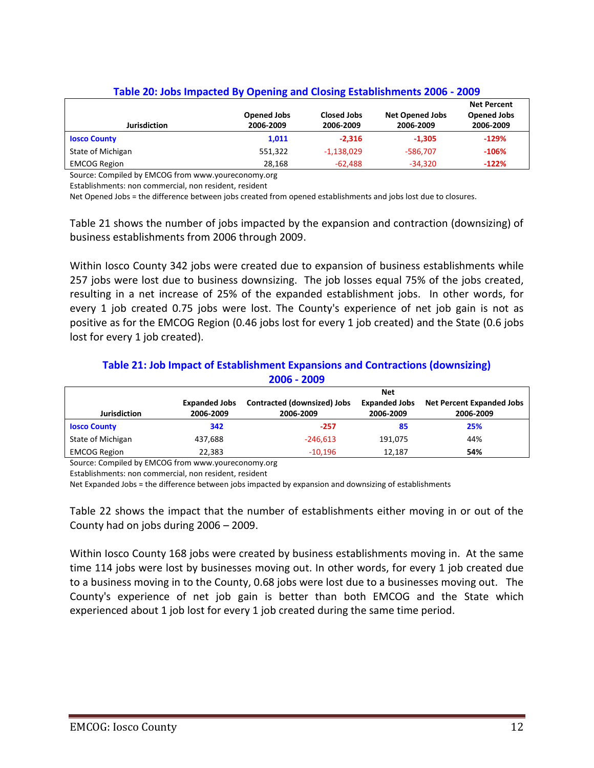### Table 20: Jobs Impacted By Opening and Closing Establishments 2006 - 2009

| Jurisdiction | Opened Jobs 2006-2009 | Closed Jobs 2006-2009 | Net Opened Jobs 2006-2009 | Net Percent Opened Jobs 2006-2009 |
|---|---|---|---|---|
| **Iosco County** | **1,011** | **-2,316** | **-1,305** | **-129%** |
| State of Michigan | 551,322 | -1,138,029 | -586,707 | **-106%** |
| EMCOG Region | 28,168 | -62,488 | -34,320 | **-122%** |

Source: Compiled by EMCOG from www.youreconomy.org

Establishments: non commercial, non resident, resident

Net Opened Jobs = the difference between jobs created from opened establishments and jobs lost due to closures.

Table 21 shows the number of jobs impacted by the expansion and contraction (downsizing) of business establishments from 2006 through 2009.

Within Iosco County 342 jobs were created due to expansion of business establishments while 257 jobs were lost due to business downsizing. The job losses equal 75% of the jobs created, resulting in a net increase of 25% of the expanded establishment jobs. In other words, for every 1 job created 0.75 jobs were lost. The County's experience of net job gain is not as positive as for the EMCOG Region (0.46 jobs lost for every 1 job created) and the State (0.6 jobs lost for every 1 job created).

### Table 21: Job Impact of Establishment Expansions and Contractions (downsizing) 2006 - 2009

| Jurisdiction | Expanded Jobs 2006-2009 | Contracted (downsized) Jobs 2006-2009 | Net Expanded Jobs 2006-2009 | Net Percent Expanded Jobs 2006-2009 |
|---|---|---|---|---|
| **Iosco County** | **342** | **-257** | **85** | **25%** |
| State of Michigan | 437,688 | -246,613 | 191,075 | 44% |
| EMCOG Region | 22,383 | -10,196 | 12,187 | **54%** |

Source: Compiled by EMCOG from www.youreconomy.org

Establishments: non commercial, non resident, resident

Net Expanded Jobs = the difference between jobs impacted by expansion and downsizing of establishments

Table 22 shows the impact that the number of establishments either moving in or out of the County had on jobs during 2006 – 2009.

Within Iosco County 168 jobs were created by business establishments moving in. At the same time 114 jobs were lost by businesses moving out. In other words, for every 1 job created due to a business moving in to the County, 0.68 jobs were lost due to a businesses moving out. The County's experience of net job gain is better than both EMCOG and the State which experienced about 1 job lost for every 1 job created during the same time period.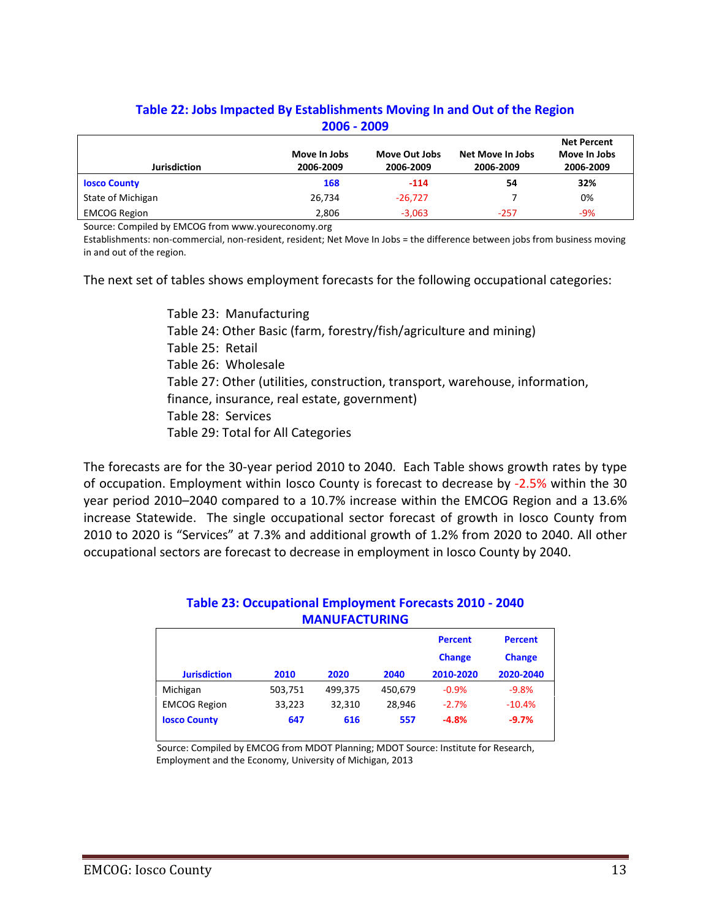### Table 22: Jobs Impacted By Establishments Moving In and Out of the Region 2006 - 2009

| Jurisdiction | Move In Jobs 2006-2009 | Move Out Jobs 2006-2009 | Net Move In Jobs 2006-2009 | Net Percent Move In Jobs 2006-2009 |
|---|---|---|---|---|
| **Iosco County** | **168** | **-114** | **54** | **32%** |
| State of Michigan | 26,734 | -26,727 | 7 | 0% |
| EMCOG Region | 2,806 | -3,063 | -257 | -9% |

Source: Compiled by EMCOG from www.youreconomy.org

Establishments: non-commercial, non-resident, resident; Net Move In Jobs = the difference between jobs from business moving in and out of the region.

The next set of tables shows employment forecasts for the following occupational categories:

Table 23: Manufacturing
Table 24: Other Basic (farm, forestry/fish/agriculture and mining)
Table 25: Retail
Table 26: Wholesale
Table 27: Other (utilities, construction, transport, warehouse, information, finance, insurance, real estate, government)
Table 28: Services
Table 29: Total for All Categories

The forecasts are for the 30-year period 2010 to 2040. Each Table shows growth rates by type of occupation. Employment within Iosco County is forecast to decrease by -2.5% within the 30 year period 2010–2040 compared to a 10.7% increase within the EMCOG Region and a 13.6% increase Statewide. The single occupational sector forecast of growth in Iosco County from 2010 to 2020 is "Services" at 7.3% and additional growth of 1.2% from 2020 to 2040. All other occupational sectors are forecast to decrease in employment in Iosco County by 2040.

### Table 23: Occupational Employment Forecasts 2010 - 2040 MANUFACTURING

| Jurisdiction | 2010 | 2020 | 2040 | Percent Change 2010-2020 | Percent Change 2020-2040 |
|---|---|---|---|---|---|
| Michigan | 503,751 | 499,375 | 450,679 | -0.9% | -9.8% |
| EMCOG Region | 33,223 | 32,310 | 28,946 | -2.7% | -10.4% |
| **Iosco County** | **647** | **616** | **557** | **-4.8%** | **-9.7%** |

Source: Compiled by EMCOG from MDOT Planning; MDOT Source: Institute for Research, Employment and the Economy, University of Michigan, 2013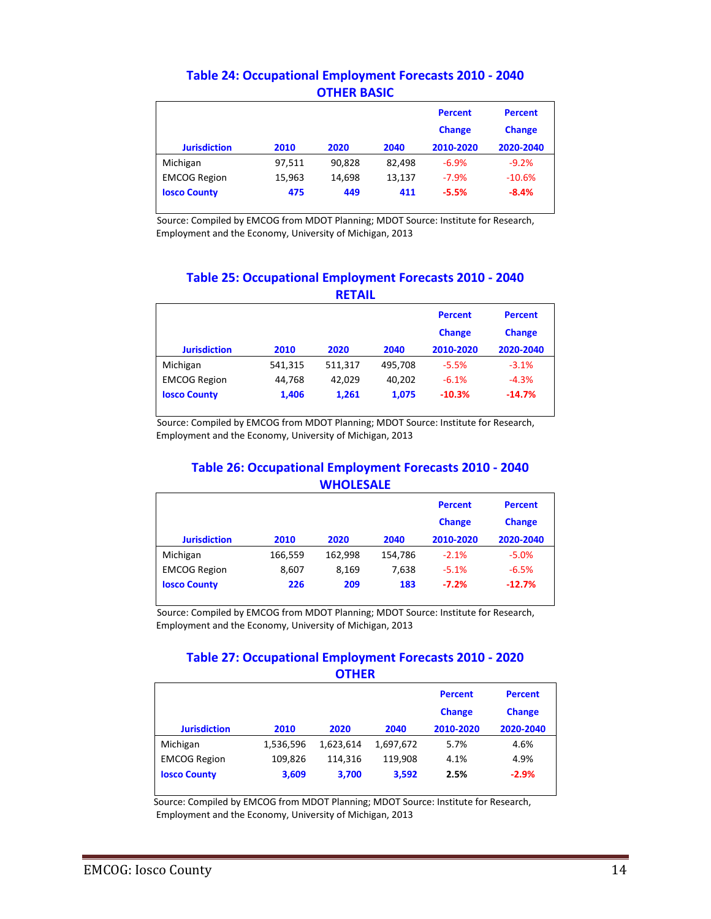## Table 24: Occupational Employment Forecasts 2010 - 2040
### OTHER BASIC

| Jurisdiction | 2010 | 2020 | 2040 | Percent Change 2010-2020 | Percent Change 2020-2040 |
|---|---|---|---|---|---|
| Michigan | 97,511 | 90,828 | 82,498 | -6.9% | -9.2% |
| EMCOG Region | 15,963 | 14,698 | 13,137 | -7.9% | -10.6% |
| **Iosco County** | **475** | **449** | **411** | **-5.5%** | **-8.4%** |

Source: Compiled by EMCOG from MDOT Planning; MDOT Source: Institute for Research, Employment and the Economy, University of Michigan, 2013

## Table 25: Occupational Employment Forecasts 2010 - 2040
### RETAIL

| Jurisdiction | 2010 | 2020 | 2040 | Percent Change 2010-2020 | Percent Change 2020-2040 |
|---|---|---|---|---|---|
| Michigan | 541,315 | 511,317 | 495,708 | -5.5% | -3.1% |
| EMCOG Region | 44,768 | 42,029 | 40,202 | -6.1% | -4.3% |
| **Iosco County** | **1,406** | **1,261** | **1,075** | **-10.3%** | **-14.7%** |

Source: Compiled by EMCOG from MDOT Planning; MDOT Source: Institute for Research, Employment and the Economy, University of Michigan, 2013

## Table 26: Occupational Employment Forecasts 2010 - 2040
### WHOLESALE

| Jurisdiction | 2010 | 2020 | 2040 | Percent Change 2010-2020 | Percent Change 2020-2040 |
|---|---|---|---|---|---|
| Michigan | 166,559 | 162,998 | 154,786 | -2.1% | -5.0% |
| EMCOG Region | 8,607 | 8,169 | 7,638 | -5.1% | -6.5% |
| **Iosco County** | **226** | **209** | **183** | **-7.2%** | **-12.7%** |

Source: Compiled by EMCOG from MDOT Planning; MDOT Source: Institute for Research, Employment and the Economy, University of Michigan, 2013

## Table 27: Occupational Employment Forecasts 2010 - 2020
### OTHER

| Jurisdiction | 2010 | 2020 | 2040 | Percent Change 2010-2020 | Percent Change 2020-2040 |
|---|---|---|---|---|---|
| Michigan | 1,536,596 | 1,623,614 | 1,697,672 | 5.7% | 4.6% |
| EMCOG Region | 109,826 | 114,316 | 119,908 | 4.1% | 4.9% |
| **Iosco County** | **3,609** | **3,700** | **3,592** | **2.5%** | **-2.9%** |

Source: Compiled by EMCOG from MDOT Planning; MDOT Source: Institute for Research, Employment and the Economy, University of Michigan, 2013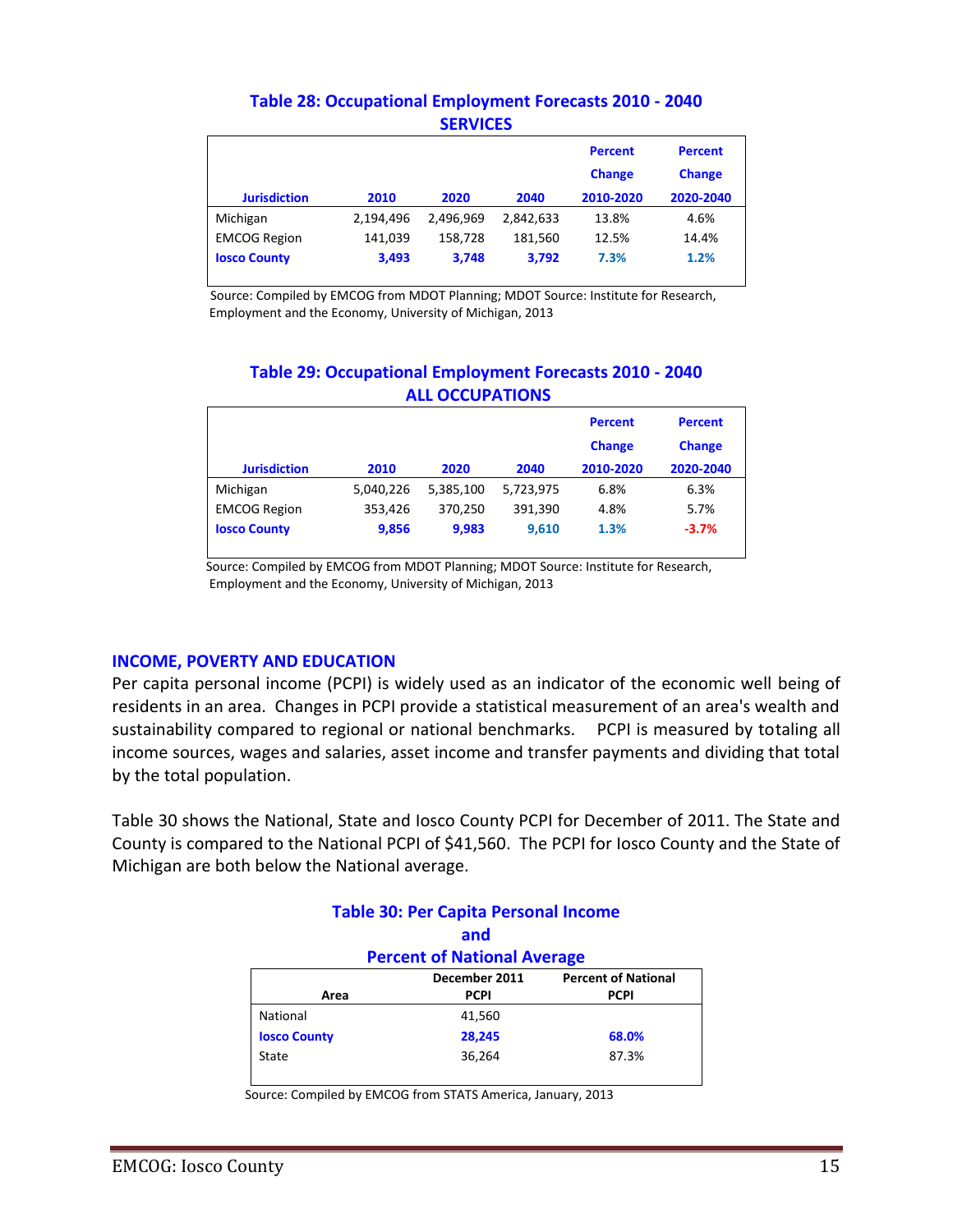### Table 28: Occupational Employment Forecasts 2010 - 2040
### SERVICES

| Jurisdiction | 2010 | 2020 | 2040 | Percent Change 2010-2020 | Percent Change 2020-2040 |
|---|---|---|---|---|---|
| Michigan | 2,194,496 | 2,496,969 | 2,842,633 | 13.8% | 4.6% |
| EMCOG Region | 141,039 | 158,728 | 181,560 | 12.5% | 14.4% |
| **Iosco County** | **3,493** | **3,748** | **3,792** | **7.3%** | **1.2%** |

Source: Compiled by EMCOG from MDOT Planning; MDOT Source: Institute for Research, Employment and the Economy, University of Michigan, 2013

### Table 29: Occupational Employment Forecasts 2010 - 2040
### ALL OCCUPATIONS

| Jurisdiction | 2010 | 2020 | 2040 | Percent Change 2010-2020 | Percent Change 2020-2040 |
|---|---|---|---|---|---|
| Michigan | 5,040,226 | 5,385,100 | 5,723,975 | 6.8% | 6.3% |
| EMCOG Region | 353,426 | 370,250 | 391,390 | 4.8% | 5.7% |
| **Iosco County** | **9,856** | **9,983** | **9,610** | **1.3%** | **-3.7%** |

Source: Compiled by EMCOG from MDOT Planning; MDOT Source: Institute for Research, Employment and the Economy, University of Michigan, 2013

## INCOME, POVERTY AND EDUCATION

Per capita personal income (PCPI) is widely used as an indicator of the economic well being of residents in an area. Changes in PCPI provide a statistical measurement of an area's wealth and sustainability compared to regional or national benchmarks. PCPI is measured by totaling all income sources, wages and salaries, asset income and transfer payments and dividing that total by the total population.

Table 30 shows the National, State and Iosco County PCPI for December of 2011. The State and County is compared to the National PCPI of $41,560. The PCPI for Iosco County and the State of Michigan are both below the National average.

### Table 30: Per Capita Personal Income and Percent of National Average

| Area | December 2011 PCPI | Percent of National PCPI |
|---|---|---|
| National | 41,560 | |
| **Iosco County** | **28,245** | **68.0%** |
| State | 36,264 | 87.3% |

Source: Compiled by EMCOG from STATS America, January, 2013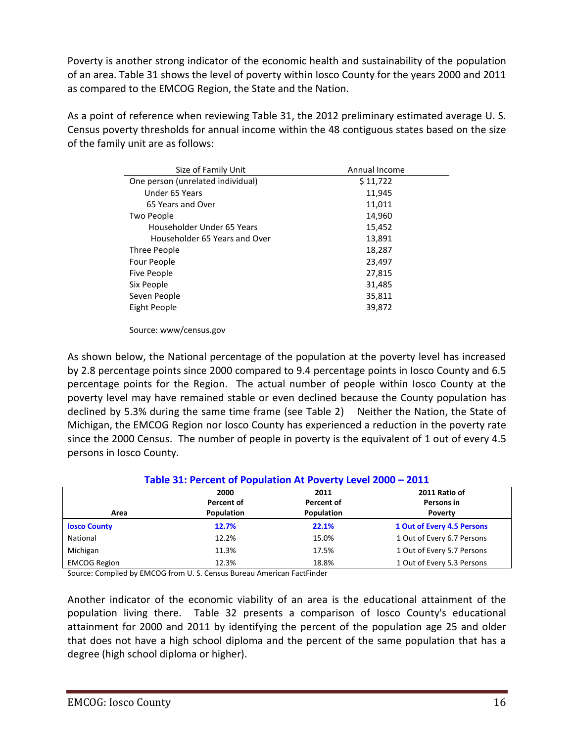Poverty is another strong indicator of the economic health and sustainability of the population of an area. Table 31 shows the level of poverty within Iosco County for the years 2000 and 2011 as compared to the EMCOG Region, the State and the Nation.

As a point of reference when reviewing Table 31, the 2012 preliminary estimated average U. S. Census poverty thresholds for annual income within the 48 contiguous states based on the size of the family unit are as follows:

| Size of Family Unit | Annual Income |
|---|---|
| One person (unrelated individual) | $ 11,722 |
| Under 65 Years | 11,945 |
| 65 Years and Over | 11,011 |
| Two People | 14,960 |
| Householder Under 65 Years | 15,452 |
| Householder 65 Years and Over | 13,891 |
| Three People | 18,287 |
| Four People | 23,497 |
| Five People | 27,815 |
| Six People | 31,485 |
| Seven People | 35,811 |
| Eight People | 39,872 |

Source: www/census.gov

As shown below, the National percentage of the population at the poverty level has increased by 2.8 percentage points since 2000 compared to 9.4 percentage points in Iosco County and 6.5 percentage points for the Region. The actual number of people within Iosco County at the poverty level may have remained stable or even declined because the County population has declined by 5.3% during the same time frame (see Table 2) Neither the Nation, the State of Michigan, the EMCOG Region nor Iosco County has experienced a reduction in the poverty rate since the 2000 Census. The number of people in poverty is the equivalent of 1 out of every 4.5 persons in Iosco County.

**Table 31: Percent of Population At Poverty Level 2000 – 2011**

| Area | 2000 Percent of Population | 2011 Percent of Population | 2011 Ratio of Persons in Poverty |
|---|---|---|---|
| **Iosco County** | **12.7%** | **22.1%** | **1 Out of Every 4.5 Persons** |
| National | 12.2% | 15.0% | 1 Out of Every 6.7 Persons |
| Michigan | 11.3% | 17.5% | 1 Out of Every 5.7 Persons |
| EMCOG Region | 12.3% | 18.8% | 1 Out of Every 5.3 Persons |

Source: Compiled by EMCOG from U. S. Census Bureau American FactFinder

Another indicator of the economic viability of an area is the educational attainment of the population living there. Table 32 presents a comparison of Iosco County's educational attainment for 2000 and 2011 by identifying the percent of the population age 25 and older that does not have a high school diploma and the percent of the same population that has a degree (high school diploma or higher).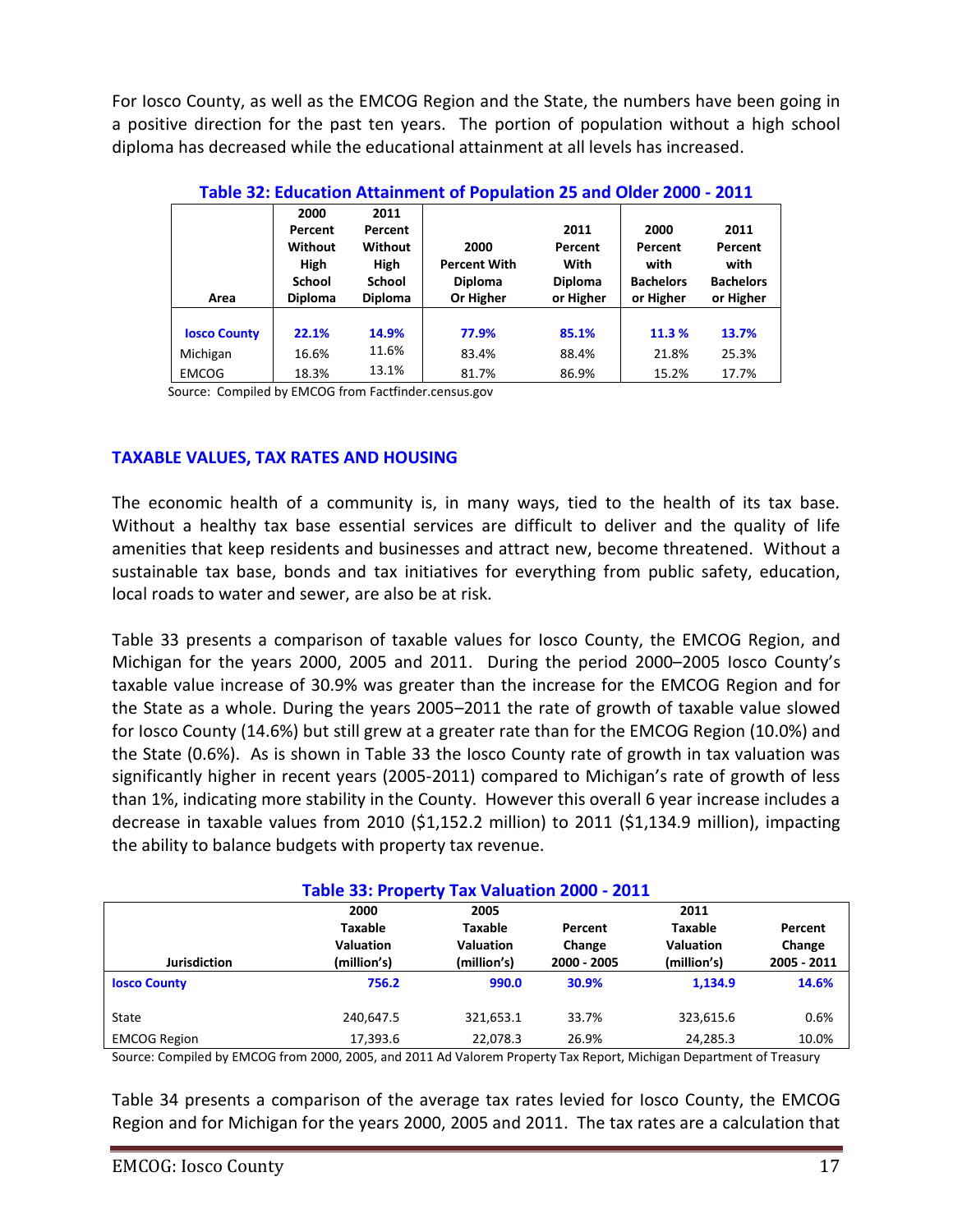For Iosco County, as well as the EMCOG Region and the State, the numbers have been going in a positive direction for the past ten years. The portion of population without a high school diploma has decreased while the educational attainment at all levels has increased.

**Table 32: Education Attainment of Population 25 and Older 2000 - 2011**

| Area | 2000 Percent Without High School Diploma | 2011 Percent Without High School Diploma | 2000 Percent With Diploma Or Higher | 2011 Percent With Diploma or Higher | 2000 Percent with Bachelors or Higher | 2011 Percent with Bachelors or Higher |
|---|---|---|---|---|---|---|
| **Iosco County** | **22.1%** | **14.9%** | **77.9%** | **85.1%** | **11.3 %** | **13.7%** |
| Michigan | 16.6% | 11.6% | 83.4% | 88.4% | 21.8% | 25.3% |
| EMCOG | 18.3% | 13.1% | 81.7% | 86.9% | 15.2% | 17.7% |

Source: Compiled by EMCOG from Factfinder.census.gov

## TAXABLE VALUES, TAX RATES AND HOUSING

The economic health of a community is, in many ways, tied to the health of its tax base. Without a healthy tax base essential services are difficult to deliver and the quality of life amenities that keep residents and businesses and attract new, become threatened. Without a sustainable tax base, bonds and tax initiatives for everything from public safety, education, local roads to water and sewer, are also be at risk.

Table 33 presents a comparison of taxable values for Iosco County, the EMCOG Region, and Michigan for the years 2000, 2005 and 2011. During the period 2000–2005 Iosco County's taxable value increase of 30.9% was greater than the increase for the EMCOG Region and for the State as a whole. During the years 2005–2011 the rate of growth of taxable value slowed for Iosco County (14.6%) but still grew at a greater rate than for the EMCOG Region (10.0%) and the State (0.6%). As is shown in Table 33 the Iosco County rate of growth in tax valuation was significantly higher in recent years (2005-2011) compared to Michigan's rate of growth of less than 1%, indicating more stability in the County. However this overall 6 year increase includes a decrease in taxable values from 2010 ($1,152.2 million) to 2011 ($1,134.9 million), impacting the ability to balance budgets with property tax revenue.

**Table 33: Property Tax Valuation 2000 - 2011**

| Jurisdiction | 2000 Taxable Valuation (million's) | 2005 Taxable Valuation (million's) | Percent Change 2000 - 2005 | 2011 Taxable Valuation (million's) | Percent Change 2005 - 2011 |
|---|---|---|---|---|---|
| **Iosco County** | **756.2** | **990.0** | **30.9%** | **1,134.9** | **14.6%** |
| State | 240,647.5 | 321,653.1 | 33.7% | 323,615.6 | 0.6% |
| EMCOG Region | 17,393.6 | 22,078.3 | 26.9% | 24,285.3 | 10.0% |

Source: Compiled by EMCOG from 2000, 2005, and 2011 Ad Valorem Property Tax Report, Michigan Department of Treasury

Table 34 presents a comparison of the average tax rates levied for Iosco County, the EMCOG Region and for Michigan for the years 2000, 2005 and 2011. The tax rates are a calculation that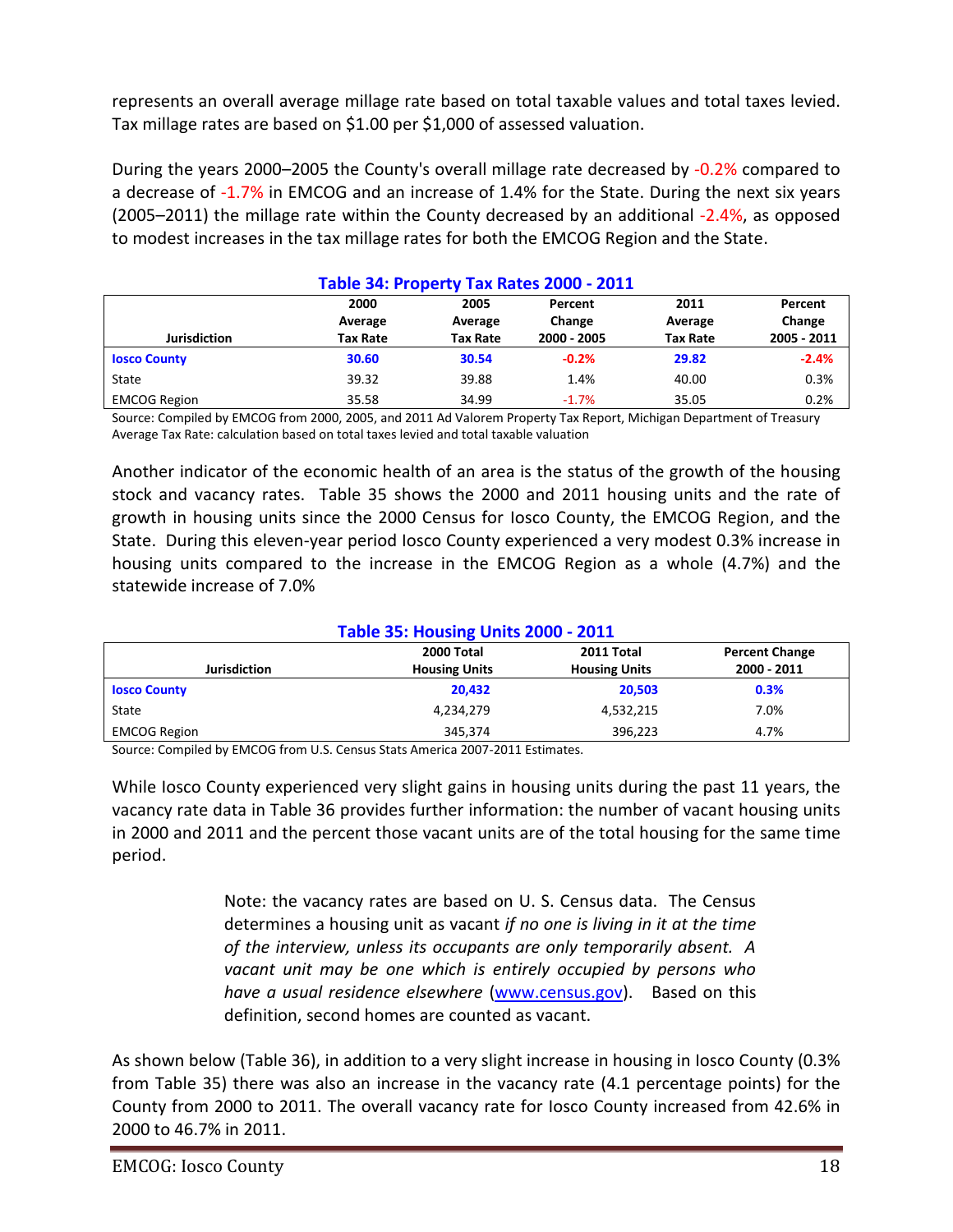represents an overall average millage rate based on total taxable values and total taxes levied. Tax millage rates are based on $1.00 per $1,000 of assessed valuation.

During the years 2000–2005 the County's overall millage rate decreased by -0.2% compared to a decrease of -1.7% in EMCOG and an increase of 1.4% for the State. During the next six years (2005–2011) the millage rate within the County decreased by an additional -2.4%, as opposed to modest increases in the tax millage rates for both the EMCOG Region and the State.

### Table 34: Property Tax Rates 2000 - 2011

| Jurisdiction | 2000 Average Tax Rate | 2005 Average Tax Rate | Percent Change 2000 - 2005 | 2011 Average Tax Rate | Percent Change 2005 - 2011 |
|---|---|---|---|---|---|
| **Iosco County** | **30.60** | **30.54** | **-0.2%** | **29.82** | **-2.4%** |
| State | 39.32 | 39.88 | 1.4% | 40.00 | 0.3% |
| EMCOG Region | 35.58 | 34.99 | -1.7% | 35.05 | 0.2% |

Source: Compiled by EMCOG from 2000, 2005, and 2011 Ad Valorem Property Tax Report, Michigan Department of Treasury
Average Tax Rate: calculation based on total taxes levied and total taxable valuation

Another indicator of the economic health of an area is the status of the growth of the housing stock and vacancy rates. Table 35 shows the 2000 and 2011 housing units and the rate of growth in housing units since the 2000 Census for Iosco County, the EMCOG Region, and the State. During this eleven-year period Iosco County experienced a very modest 0.3% increase in housing units compared to the increase in the EMCOG Region as a whole (4.7%) and the statewide increase of 7.0%

### Table 35: Housing Units 2000 - 2011

| Jurisdiction | 2000 Total Housing Units | 2011 Total Housing Units | Percent Change 2000 - 2011 |
|---|---|---|---|
| **Iosco County** | **20,432** | **20,503** | **0.3%** |
| State | 4,234,279 | 4,532,215 | 7.0% |
| EMCOG Region | 345,374 | 396,223 | 4.7% |

Source: Compiled by EMCOG from U.S. Census Stats America 2007-2011 Estimates.

While Iosco County experienced very slight gains in housing units during the past 11 years, the vacancy rate data in Table 36 provides further information: the number of vacant housing units in 2000 and 2011 and the percent those vacant units are of the total housing for the same time period.

> Note: the vacancy rates are based on U. S. Census data. The Census determines a housing unit as vacant *if no one is living in it at the time of the interview, unless its occupants are only temporarily absent. A vacant unit may be one which is entirely occupied by persons who have a usual residence elsewhere* (www.census.gov). Based on this definition, second homes are counted as vacant.

As shown below (Table 36), in addition to a very slight increase in housing in Iosco County (0.3% from Table 35) there was also an increase in the vacancy rate (4.1 percentage points) for the County from 2000 to 2011. The overall vacancy rate for Iosco County increased from 42.6% in 2000 to 46.7% in 2011.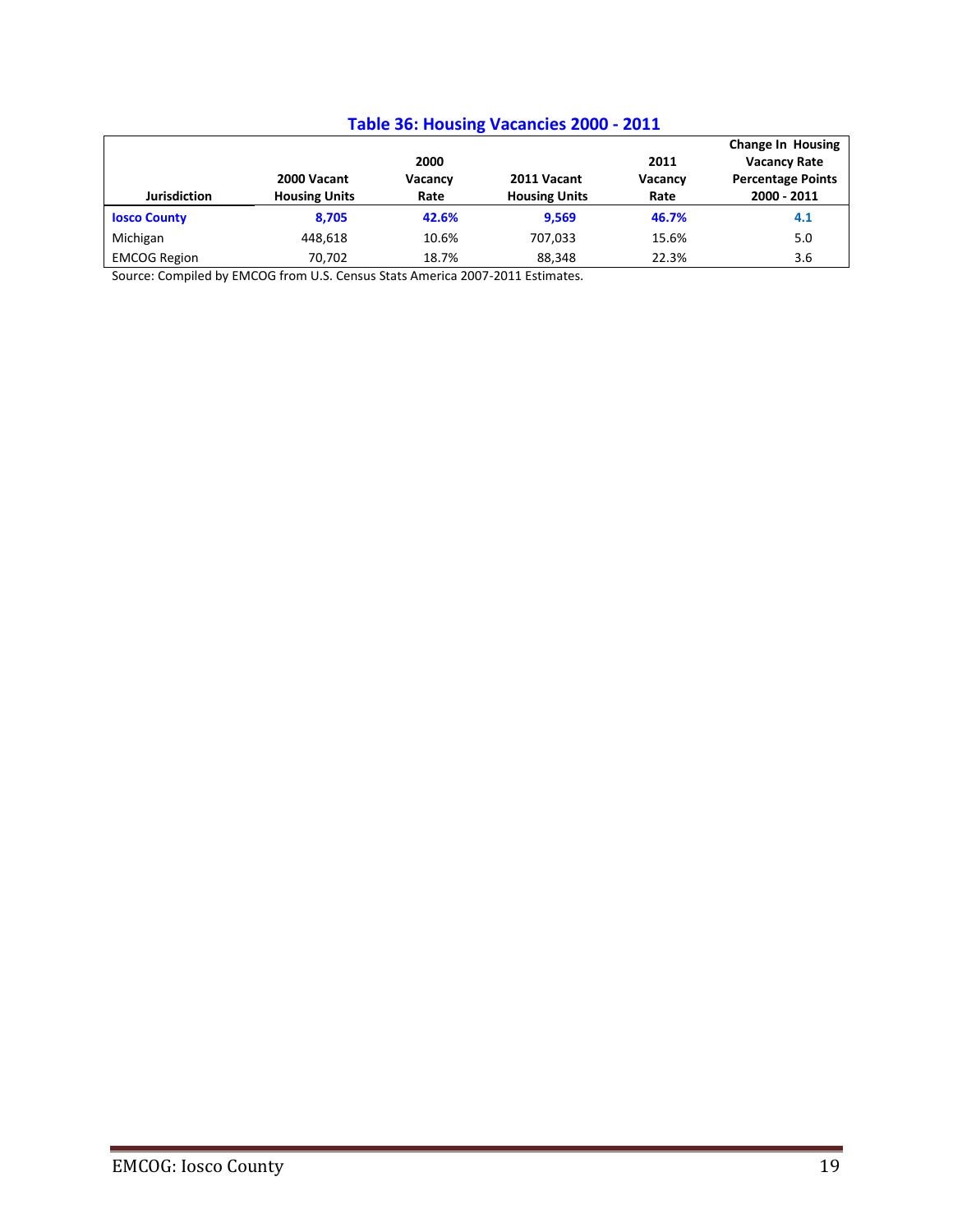## Table 36: Housing Vacancies 2000 - 2011

| Jurisdiction | 2000 Vacant Housing Units | 2000 Vacancy Rate | 2011 Vacant Housing Units | 2011 Vacancy Rate | Change In Housing Vacancy Rate Percentage Points 2000 - 2011 |
|---|---|---|---|---|---|
| **Iosco County** | **8,705** | **42.6%** | **9,569** | **46.7%** | **4.1** |
| Michigan | 448,618 | 10.6% | 707,033 | 15.6% | 5.0 |
| EMCOG Region | 70,702 | 18.7% | 88,348 | 22.3% | 3.6 |

Source: Compiled by EMCOG from U.S. Census Stats America 2007-2011 Estimates.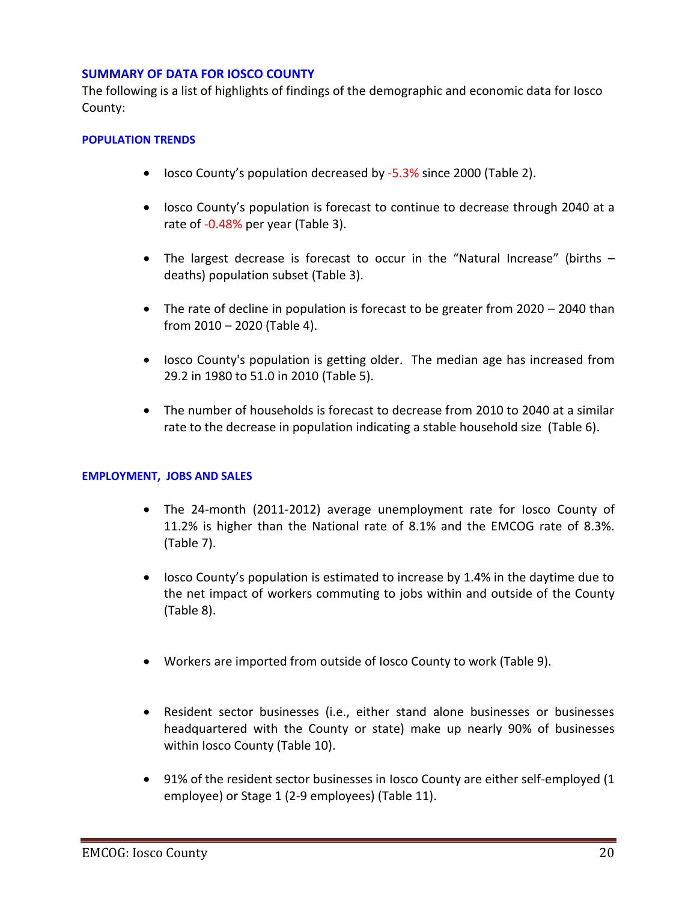## SUMMARY OF DATA FOR IOSCO COUNTY

The following is a list of highlights of findings of the demographic and economic data for Iosco County:

### POPULATION TRENDS

- Iosco County's population decreased by -5.3% since 2000 (Table 2).
- Iosco County's population is forecast to continue to decrease through 2040 at a rate of -0.48% per year (Table 3).
- The largest decrease is forecast to occur in the "Natural Increase" (births – deaths) population subset (Table 3).
- The rate of decline in population is forecast to be greater from 2020 – 2040 than from 2010 – 2020 (Table 4).
- Iosco County's population is getting older. The median age has increased from 29.2 in 1980 to 51.0 in 2010 (Table 5).
- The number of households is forecast to decrease from 2010 to 2040 at a similar rate to the decrease in population indicating a stable household size (Table 6).

### EMPLOYMENT, JOBS AND SALES

- The 24-month (2011-2012) average unemployment rate for Iosco County of 11.2% is higher than the National rate of 8.1% and the EMCOG rate of 8.3%. (Table 7).
- Iosco County's population is estimated to increase by 1.4% in the daytime due to the net impact of workers commuting to jobs within and outside of the County (Table 8).
- Workers are imported from outside of Iosco County to work (Table 9).
- Resident sector businesses (i.e., either stand alone businesses or businesses headquartered with the County or state) make up nearly 90% of businesses within Iosco County (Table 10).
- 91% of the resident sector businesses in Iosco County are either self-employed (1 employee) or Stage 1 (2-9 employees) (Table 11).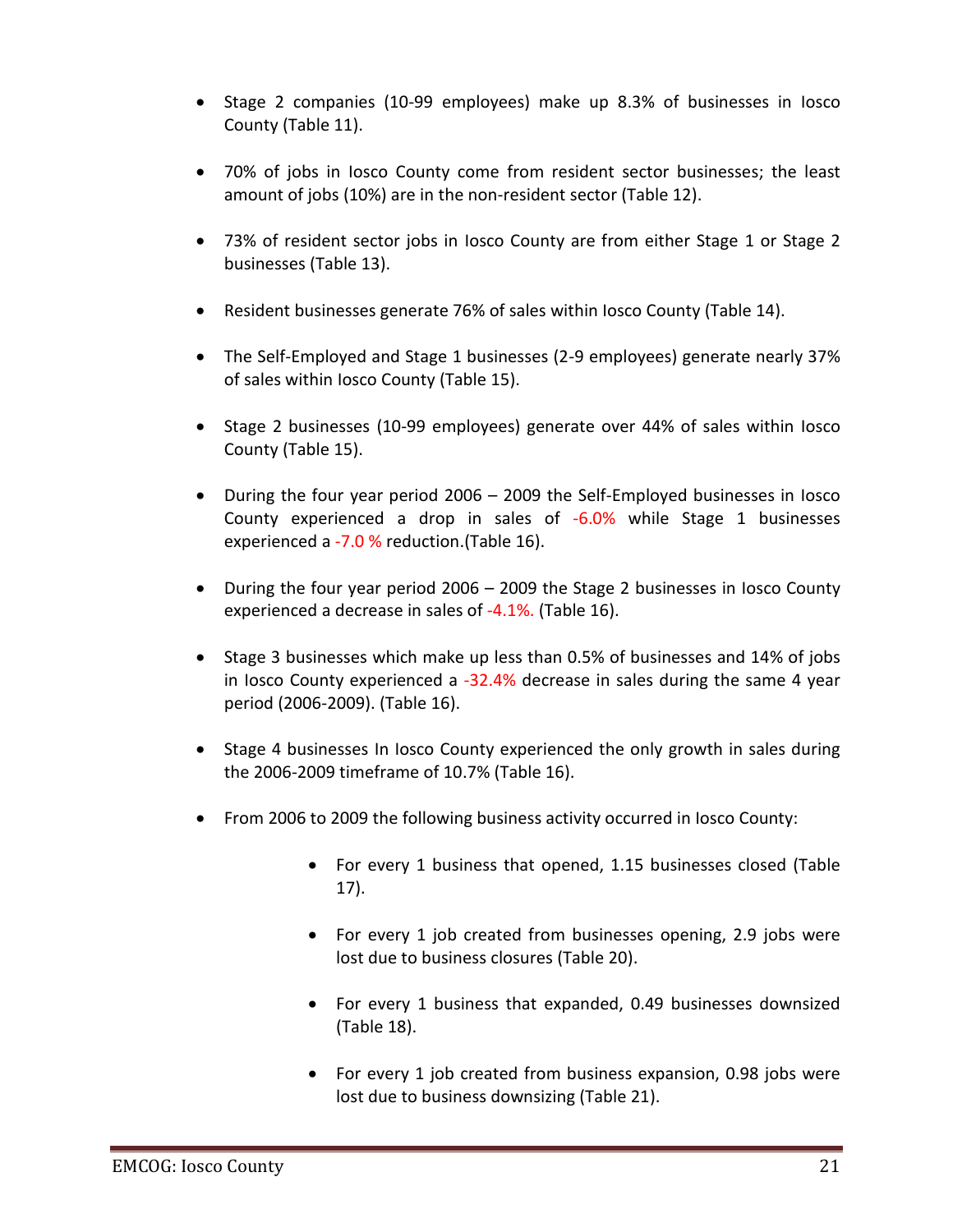- Stage 2 companies (10-99 employees) make up 8.3% of businesses in Iosco County (Table 11).

- 70% of jobs in Iosco County come from resident sector businesses; the least amount of jobs (10%) are in the non-resident sector (Table 12).

- 73% of resident sector jobs in Iosco County are from either Stage 1 or Stage 2 businesses (Table 13).

- Resident businesses generate 76% of sales within Iosco County (Table 14).

- The Self-Employed and Stage 1 businesses (2-9 employees) generate nearly 37% of sales within Iosco County (Table 15).

- Stage 2 businesses (10-99 employees) generate over 44% of sales within Iosco County (Table 15).

- During the four year period 2006 – 2009 the Self-Employed businesses in Iosco County experienced a drop in sales of -6.0% while Stage 1 businesses experienced a -7.0 % reduction.(Table 16).

- During the four year period 2006 – 2009 the Stage 2 businesses in Iosco County experienced a decrease in sales of -4.1%. (Table 16).

- Stage 3 businesses which make up less than 0.5% of businesses and 14% of jobs in Iosco County experienced a -32.4% decrease in sales during the same 4 year period (2006-2009). (Table 16).

- Stage 4 businesses In Iosco County experienced the only growth in sales during the 2006-2009 timeframe of 10.7% (Table 16).

- From 2006 to 2009 the following business activity occurred in Iosco County:

  - For every 1 business that opened, 1.15 businesses closed (Table 17).

  - For every 1 job created from businesses opening, 2.9 jobs were lost due to business closures (Table 20).

  - For every 1 business that expanded, 0.49 businesses downsized (Table 18).

  - For every 1 job created from business expansion, 0.98 jobs were lost due to business downsizing (Table 21).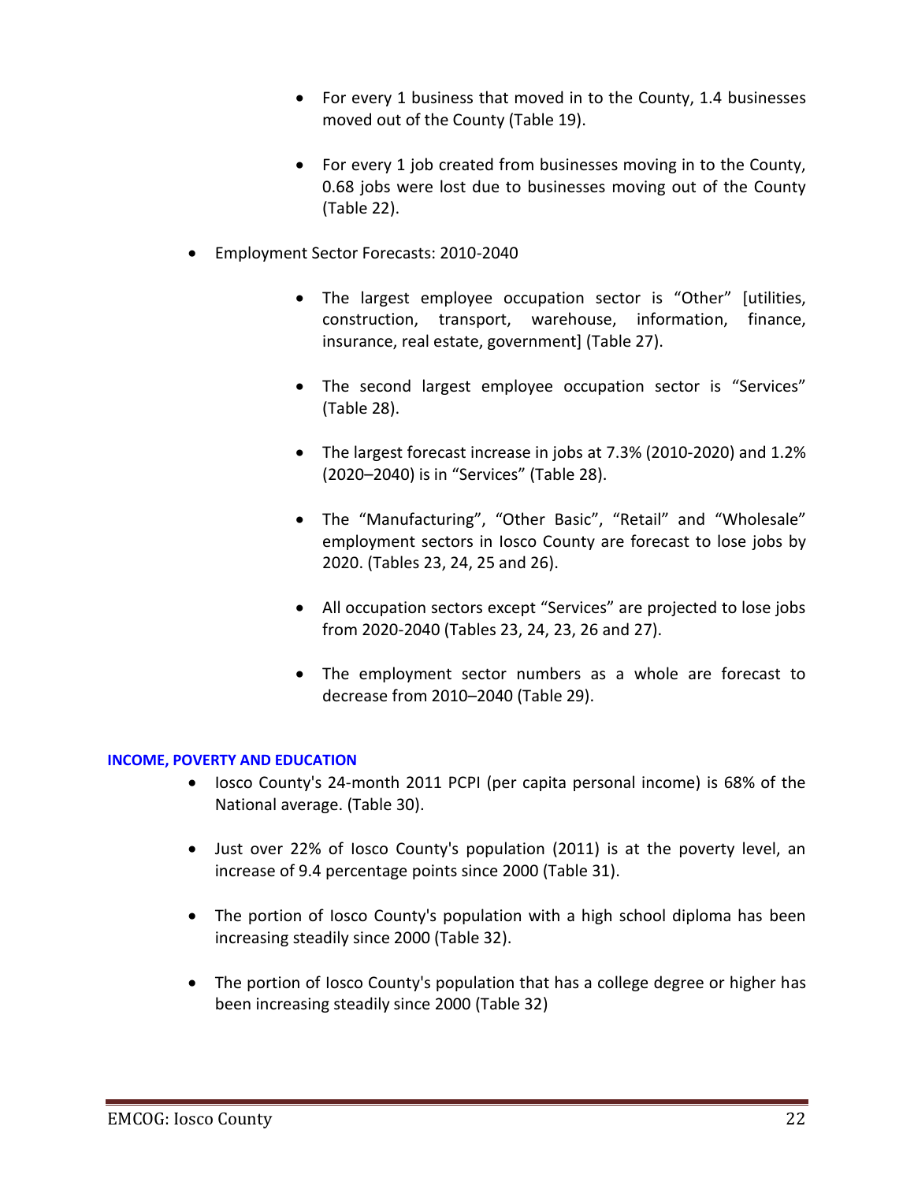- For every 1 business that moved in to the County, 1.4 businesses moved out of the County (Table 19).

  - For every 1 job created from businesses moving in to the County, 0.68 jobs were lost due to businesses moving out of the County (Table 22).

- Employment Sector Forecasts: 2010-2040

  - The largest employee occupation sector is "Other" [utilities, construction, transport, warehouse, information, finance, insurance, real estate, government] (Table 27).

  - The second largest employee occupation sector is "Services" (Table 28).

  - The largest forecast increase in jobs at 7.3% (2010-2020) and 1.2% (2020–2040) is in "Services" (Table 28).

  - The "Manufacturing", "Other Basic", "Retail" and "Wholesale" employment sectors in Iosco County are forecast to lose jobs by 2020. (Tables 23, 24, 25 and 26).

  - All occupation sectors except "Services" are projected to lose jobs from 2020-2040 (Tables 23, 24, 23, 26 and 27).

  - The employment sector numbers as a whole are forecast to decrease from 2010–2040 (Table 29).

**INCOME, POVERTY AND EDUCATION**

- Iosco County's 24-month 2011 PCPI (per capita personal income) is 68% of the National average. (Table 30).

- Just over 22% of Iosco County's population (2011) is at the poverty level, an increase of 9.4 percentage points since 2000 (Table 31).

- The portion of Iosco County's population with a high school diploma has been increasing steadily since 2000 (Table 32).

- The portion of Iosco County's population that has a college degree or higher has been increasing steadily since 2000 (Table 32)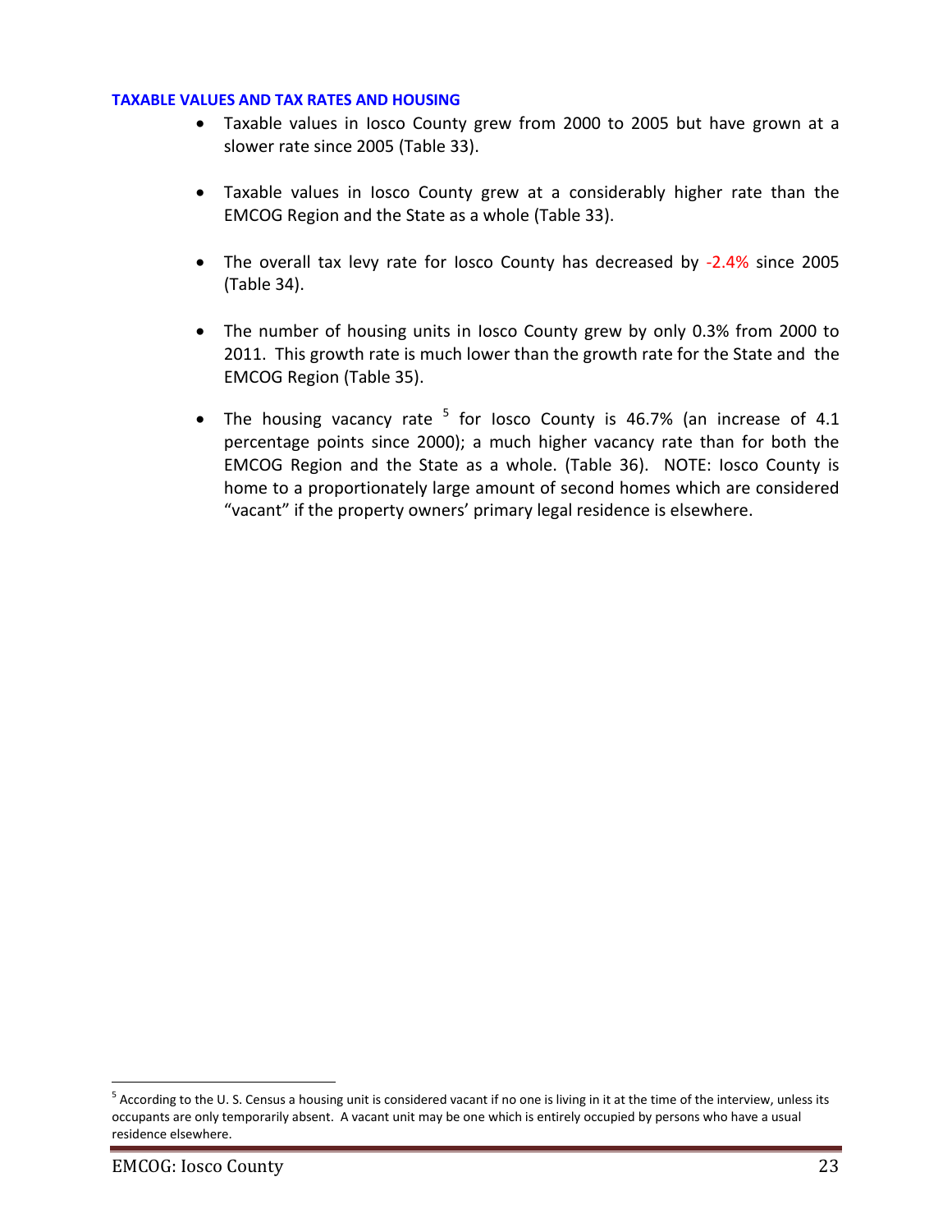### TAXABLE VALUES AND TAX RATES AND HOUSING

- Taxable values in Iosco County grew from 2000 to 2005 but have grown at a slower rate since 2005 (Table 33).

- Taxable values in Iosco County grew at a considerably higher rate than the EMCOG Region and the State as a whole (Table 33).

- The overall tax levy rate for Iosco County has decreased by -2.4% since 2005 (Table 34).

- The number of housing units in Iosco County grew by only 0.3% from 2000 to 2011. This growth rate is much lower than the growth rate for the State and the EMCOG Region (Table 35).

- The housing vacancy rate [5] for Iosco County is 46.7% (an increase of 4.1 percentage points since 2000); a much higher vacancy rate than for both the EMCOG Region and the State as a whole. (Table 36). NOTE: Iosco County is home to a proportionately large amount of second homes which are considered “vacant” if the property owners’ primary legal residence is elsewhere.

---

[5] According to the U. S. Census a housing unit is considered vacant if no one is living in it at the time of the interview, unless its occupants are only temporarily absent. A vacant unit may be one which is entirely occupied by persons who have a usual residence elsewhere.